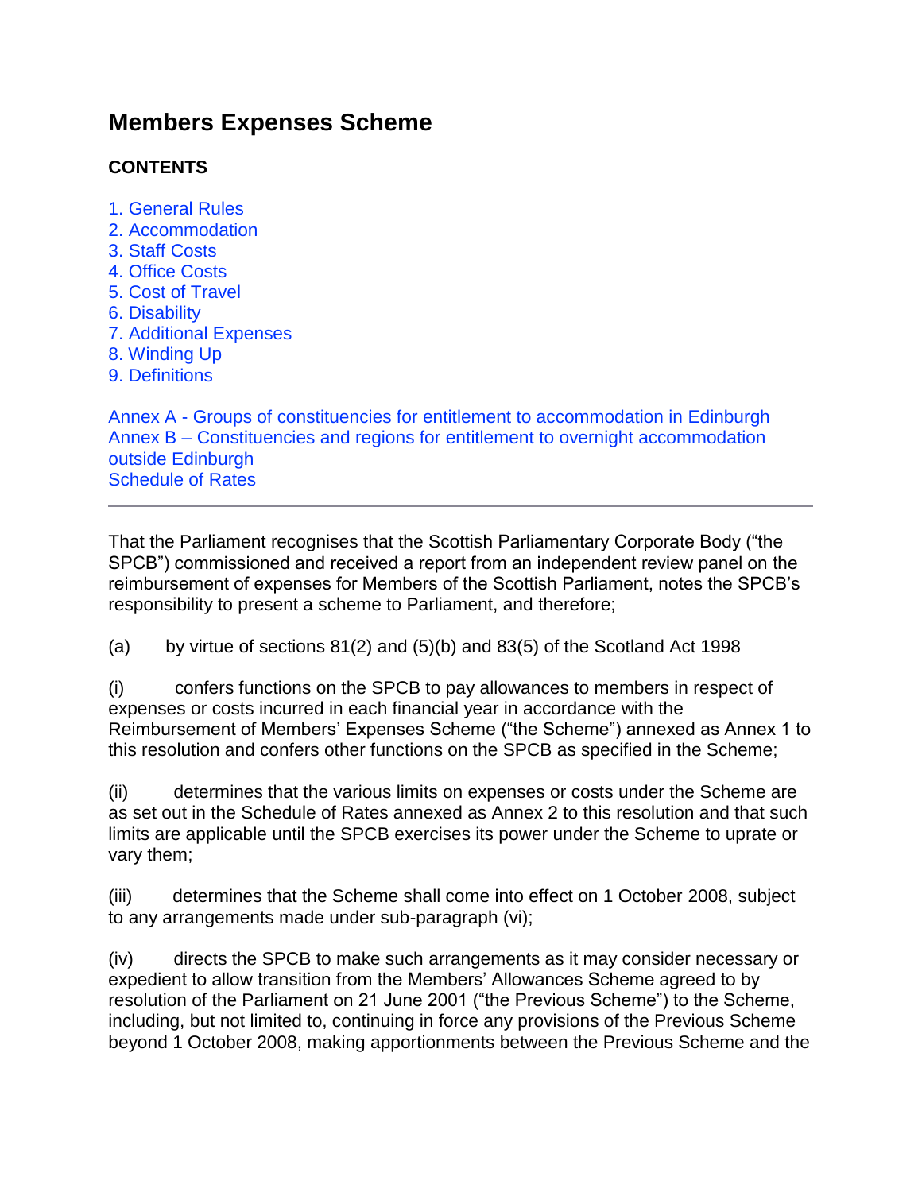# Members Expenses Scheme

**CONTENTS**

1. General Rules
2. Accommodation
3. Staff Costs
4. Office Costs
5. Cost of Travel
6. Disability
7. Additional Expenses
8. Winding Up
9. Definitions

Annex A - Groups of constituencies for entitlement to accommodation in Edinburgh
Annex B – Constituencies and regions for entitlement to overnight accommodation outside Edinburgh
Schedule of Rates

---

That the Parliament recognises that the Scottish Parliamentary Corporate Body ("the SPCB") commissioned and received a report from an independent review panel on the reimbursement of expenses for Members of the Scottish Parliament, notes the SPCB's responsibility to present a scheme to Parliament, and therefore;

(a) by virtue of sections 81(2) and (5)(b) and 83(5) of the Scotland Act 1998

(i) confers functions on the SPCB to pay allowances to members in respect of expenses or costs incurred in each financial year in accordance with the Reimbursement of Members' Expenses Scheme ("the Scheme") annexed as Annex 1 to this resolution and confers other functions on the SPCB as specified in the Scheme;

(ii) determines that the various limits on expenses or costs under the Scheme are as set out in the Schedule of Rates annexed as Annex 2 to this resolution and that such limits are applicable until the SPCB exercises its power under the Scheme to uprate or vary them;

(iii) determines that the Scheme shall come into effect on 1 October 2008, subject to any arrangements made under sub-paragraph (vi);

(iv) directs the SPCB to make such arrangements as it may consider necessary or expedient to allow transition from the Members' Allowances Scheme agreed to by resolution of the Parliament on 21 June 2001 ("the Previous Scheme") to the Scheme, including, but not limited to, continuing in force any provisions of the Previous Scheme beyond 1 October 2008, making apportionments between the Previous Scheme and the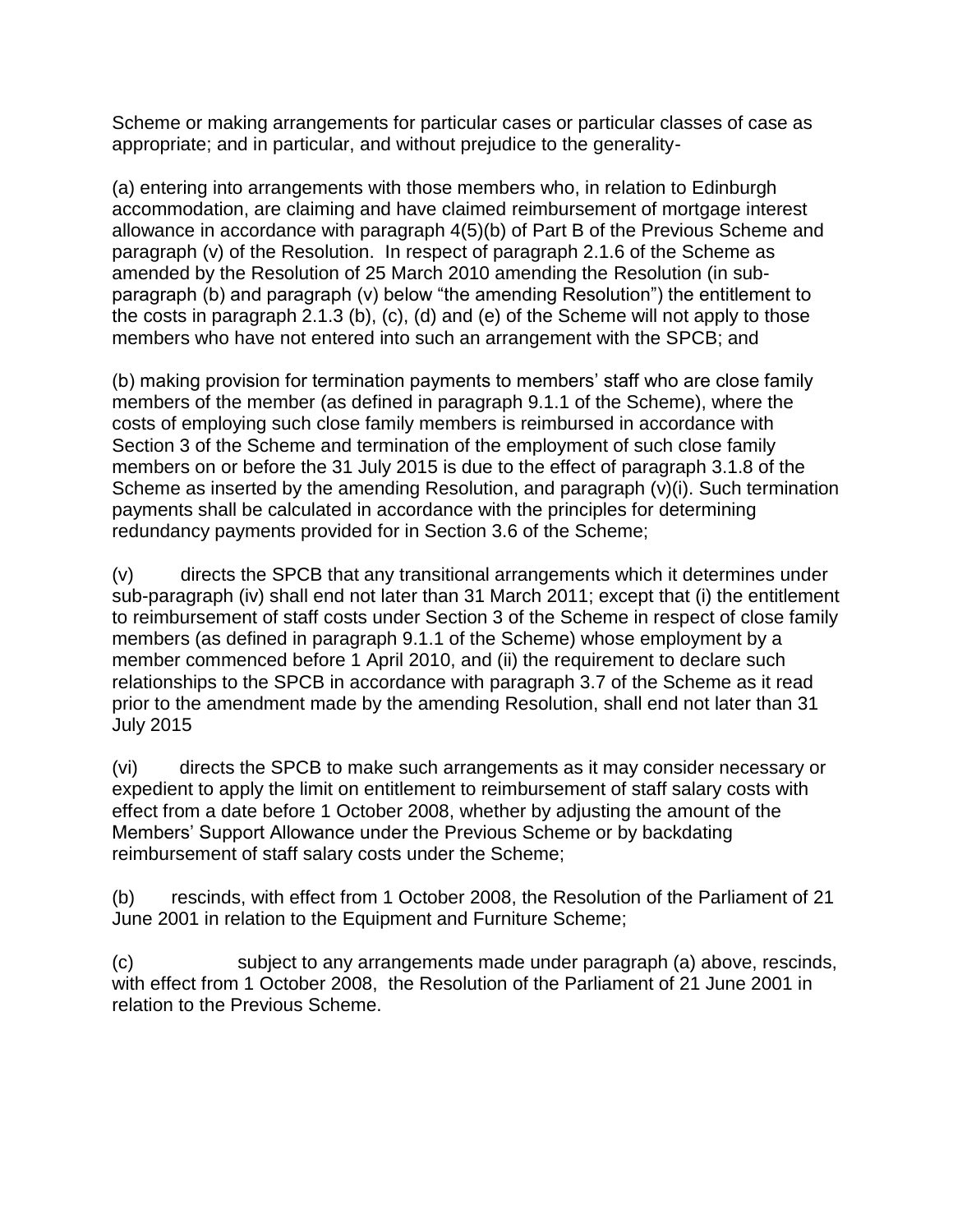Scheme or making arrangements for particular cases or particular classes of case as appropriate; and in particular, and without prejudice to the generality-

(a) entering into arrangements with those members who, in relation to Edinburgh accommodation, are claiming and have claimed reimbursement of mortgage interest allowance in accordance with paragraph 4(5)(b) of Part B of the Previous Scheme and paragraph (v) of the Resolution. In respect of paragraph 2.1.6 of the Scheme as amended by the Resolution of 25 March 2010 amending the Resolution (in sub-paragraph (b) and paragraph (v) below "the amending Resolution") the entitlement to the costs in paragraph 2.1.3 (b), (c), (d) and (e) of the Scheme will not apply to those members who have not entered into such an arrangement with the SPCB; and

(b) making provision for termination payments to members' staff who are close family members of the member (as defined in paragraph 9.1.1 of the Scheme), where the costs of employing such close family members is reimbursed in accordance with Section 3 of the Scheme and termination of the employment of such close family members on or before the 31 July 2015 is due to the effect of paragraph 3.1.8 of the Scheme as inserted by the amending Resolution, and paragraph (v)(i). Such termination payments shall be calculated in accordance with the principles for determining redundancy payments provided for in Section 3.6 of the Scheme;

(v) directs the SPCB that any transitional arrangements which it determines under sub-paragraph (iv) shall end not later than 31 March 2011; except that (i) the entitlement to reimbursement of staff costs under Section 3 of the Scheme in respect of close family members (as defined in paragraph 9.1.1 of the Scheme) whose employment by a member commenced before 1 April 2010, and (ii) the requirement to declare such relationships to the SPCB in accordance with paragraph 3.7 of the Scheme as it read prior to the amendment made by the amending Resolution, shall end not later than 31 July 2015

(vi) directs the SPCB to make such arrangements as it may consider necessary or expedient to apply the limit on entitlement to reimbursement of staff salary costs with effect from a date before 1 October 2008, whether by adjusting the amount of the Members' Support Allowance under the Previous Scheme or by backdating reimbursement of staff salary costs under the Scheme;

(b) rescinds, with effect from 1 October 2008, the Resolution of the Parliament of 21 June 2001 in relation to the Equipment and Furniture Scheme;

(c) subject to any arrangements made under paragraph (a) above, rescinds, with effect from 1 October 2008, the Resolution of the Parliament of 21 June 2001 in relation to the Previous Scheme.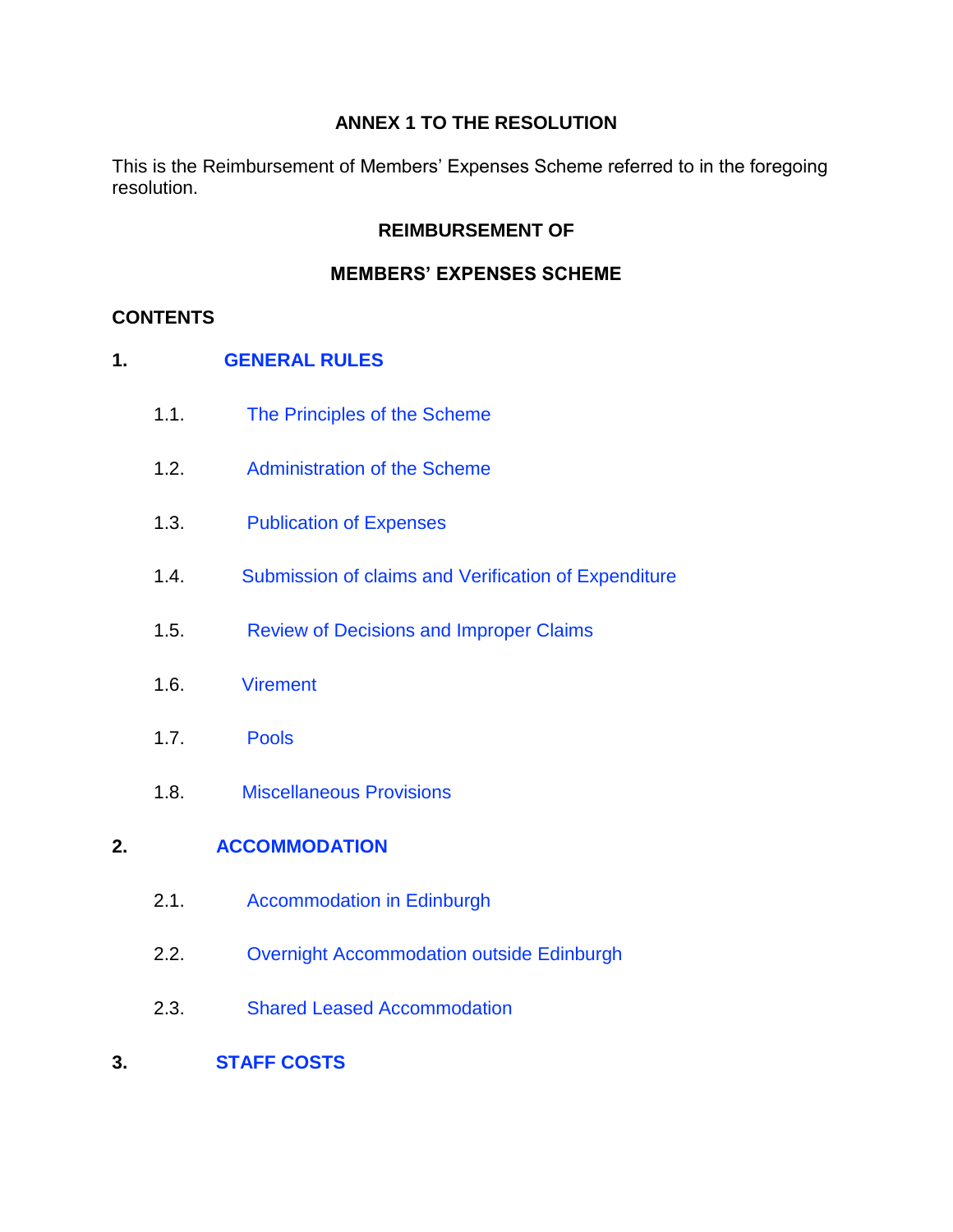**ANNEX 1 TO THE RESOLUTION**

This is the Reimbursement of Members' Expenses Scheme referred to in the foregoing resolution.

# REIMBURSEMENT OF MEMBERS' EXPENSES SCHEME

## CONTENTS

**1. GENERAL RULES**

- 1.1. The Principles of the Scheme
- 1.2. Administration of the Scheme
- 1.3. Publication of Expenses
- 1.4. Submission of claims and Verification of Expenditure
- 1.5. Review of Decisions and Improper Claims
- 1.6. Virement
- 1.7. Pools
- 1.8. Miscellaneous Provisions

**2. ACCOMMODATION**

- 2.1. Accommodation in Edinburgh
- 2.2. Overnight Accommodation outside Edinburgh
- 2.3. Shared Leased Accommodation

**3. STAFF COSTS**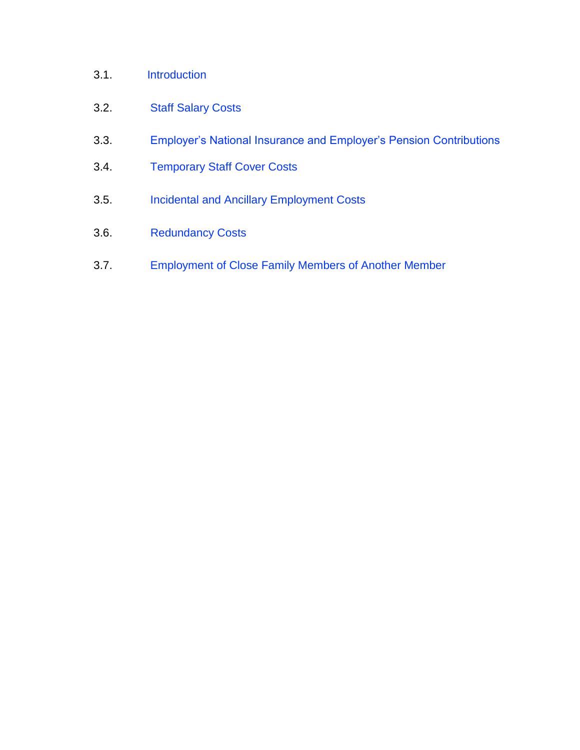3.1. Introduction

3.2. Staff Salary Costs

3.3. Employer’s National Insurance and Employer’s Pension Contributions

3.4. Temporary Staff Cover Costs

3.5. Incidental and Ancillary Employment Costs

3.6. Redundancy Costs

3.7. Employment of Close Family Members of Another Member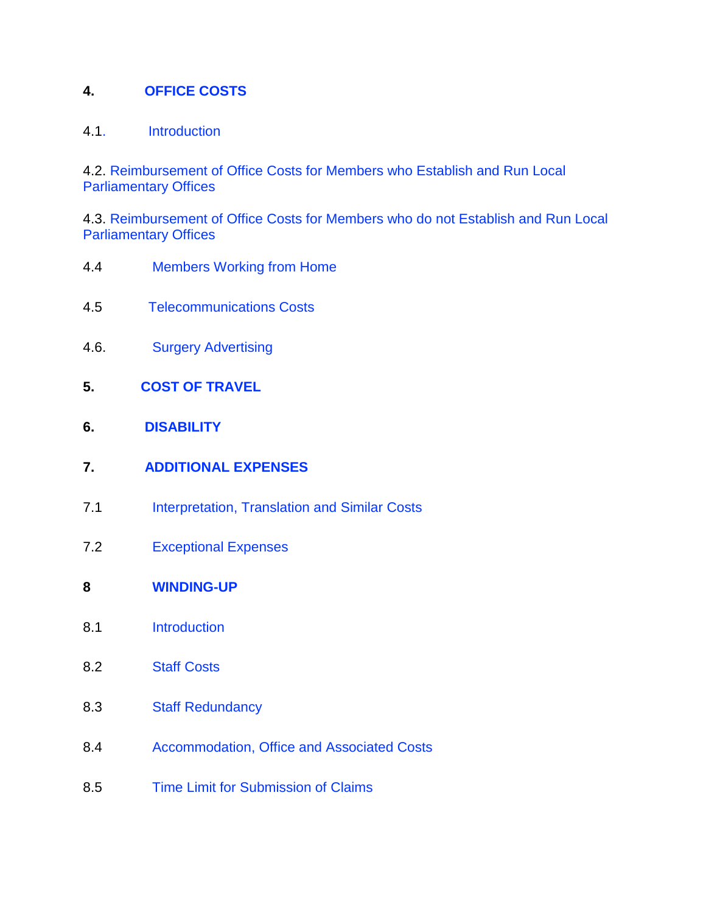**4. OFFICE COSTS**

4.1. Introduction

4.2. Reimbursement of Office Costs for Members who Establish and Run Local Parliamentary Offices

4.3. Reimbursement of Office Costs for Members who do not Establish and Run Local Parliamentary Offices

4.4 Members Working from Home

4.5 Telecommunications Costs

4.6. Surgery Advertising

**5. COST OF TRAVEL**

**6. DISABILITY**

**7. ADDITIONAL EXPENSES**

7.1 Interpretation, Translation and Similar Costs

7.2 Exceptional Expenses

**8 WINDING-UP**

8.1 Introduction

8.2 Staff Costs

8.3 Staff Redundancy

8.4 Accommodation, Office and Associated Costs

8.5 Time Limit for Submission of Claims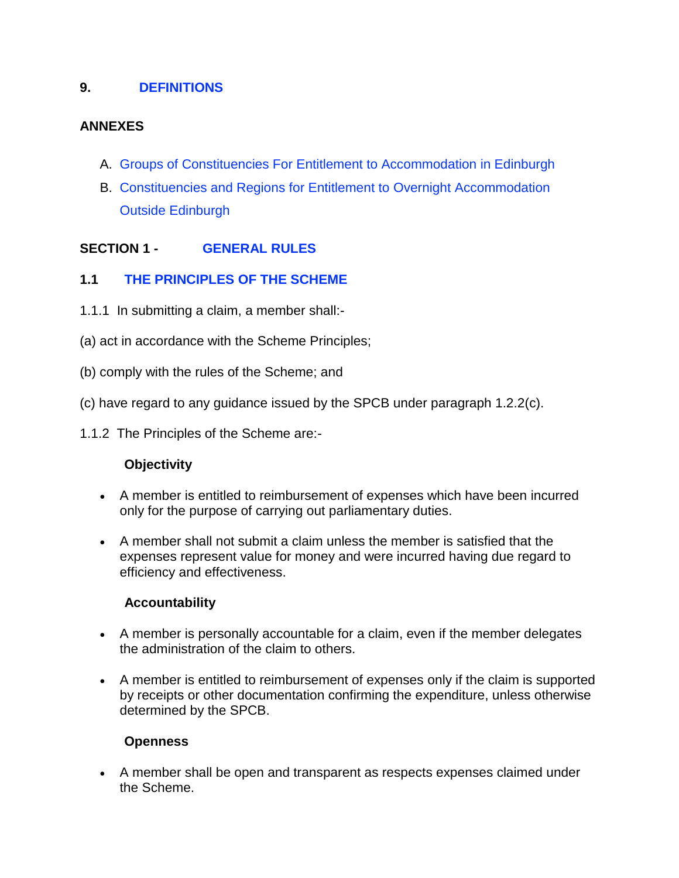**9. DEFINITIONS**

**ANNEXES**

A. Groups of Constituencies For Entitlement to Accommodation in Edinburgh

B. Constituencies and Regions for Entitlement to Overnight Accommodation Outside Edinburgh

## SECTION 1 - GENERAL RULES

### 1.1 THE PRINCIPLES OF THE SCHEME

1.1.1 In submitting a claim, a member shall:-

(a) act in accordance with the Scheme Principles;

(b) comply with the rules of the Scheme; and

(c) have regard to any guidance issued by the SPCB under paragraph 1.2.2(c).

1.1.2 The Principles of the Scheme are:-

**Objectivity**

- A member is entitled to reimbursement of expenses which have been incurred only for the purpose of carrying out parliamentary duties.
- A member shall not submit a claim unless the member is satisfied that the expenses represent value for money and were incurred having due regard to efficiency and effectiveness.

**Accountability**

- A member is personally accountable for a claim, even if the member delegates the administration of the claim to others.
- A member is entitled to reimbursement of expenses only if the claim is supported by receipts or other documentation confirming the expenditure, unless otherwise determined by the SPCB.

**Openness**

- A member shall be open and transparent as respects expenses claimed under the Scheme.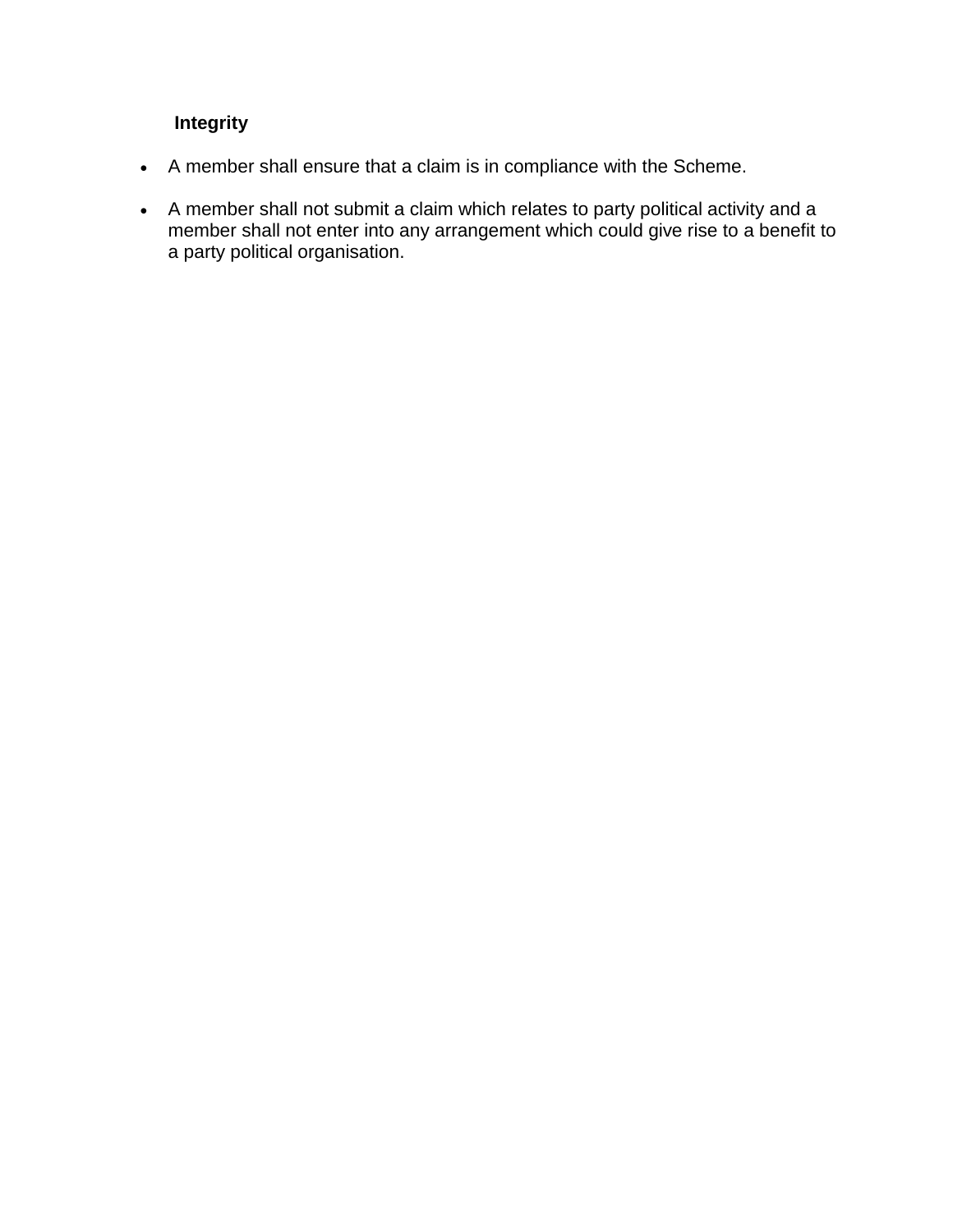**Integrity**

- A member shall ensure that a claim is in compliance with the Scheme.
- A member shall not submit a claim which relates to party political activity and a member shall not enter into any arrangement which could give rise to a benefit to a party political organisation.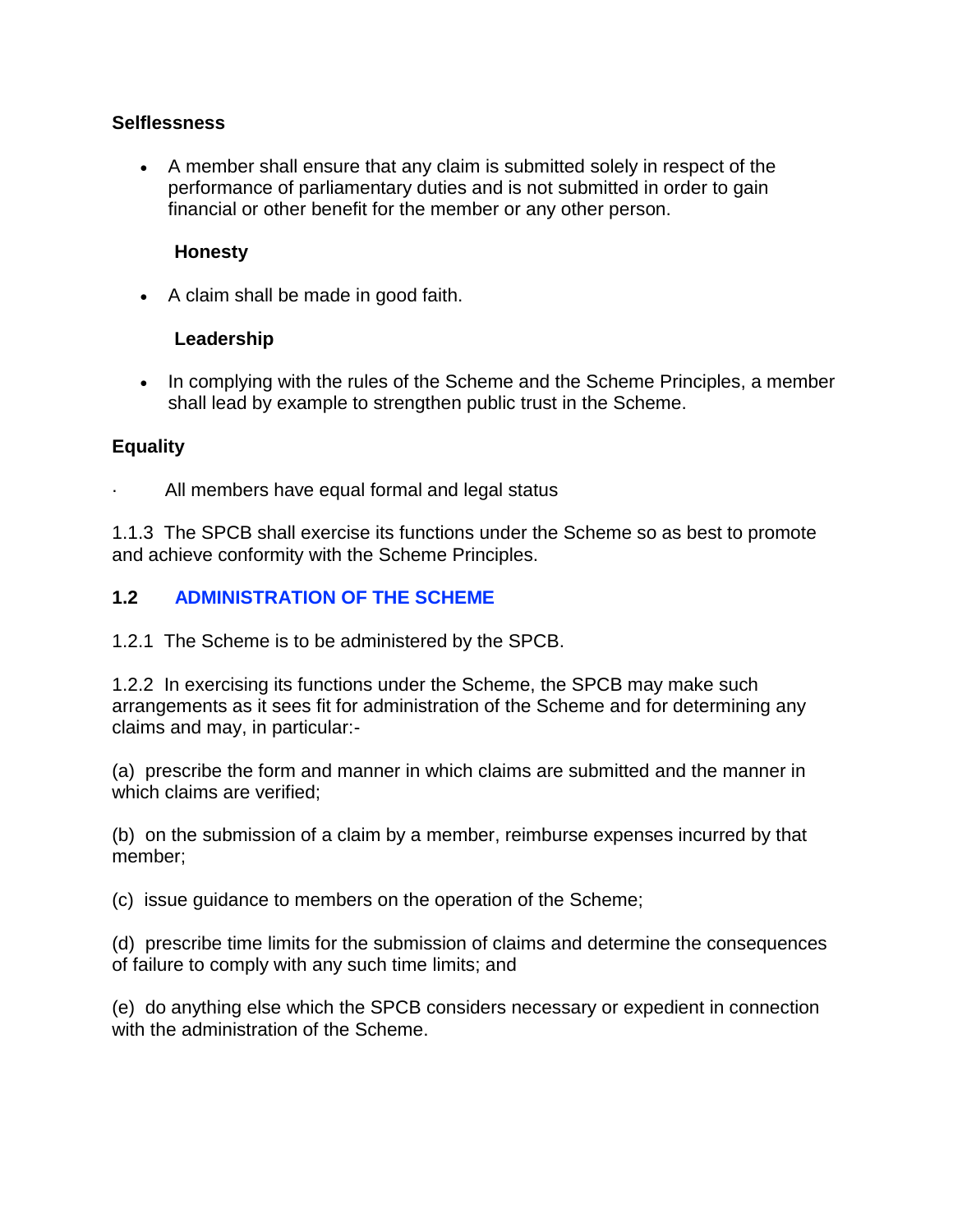**Selflessness**

- A member shall ensure that any claim is submitted solely in respect of the performance of parliamentary duties and is not submitted in order to gain financial or other benefit for the member or any other person.

**Honesty**

- A claim shall be made in good faith.

**Leadership**

- In complying with the rules of the Scheme and the Scheme Principles, a member shall lead by example to strengthen public trust in the Scheme.

**Equality**

- All members have equal formal and legal status

1.1.3 The SPCB shall exercise its functions under the Scheme so as best to promote and achieve conformity with the Scheme Principles.

## 1.2 ADMINISTRATION OF THE SCHEME

1.2.1 The Scheme is to be administered by the SPCB.

1.2.2 In exercising its functions under the Scheme, the SPCB may make such arrangements as it sees fit for administration of the Scheme and for determining any claims and may, in particular:-

(a) prescribe the form and manner in which claims are submitted and the manner in which claims are verified;

(b) on the submission of a claim by a member, reimburse expenses incurred by that member;

(c) issue guidance to members on the operation of the Scheme;

(d) prescribe time limits for the submission of claims and determine the consequences of failure to comply with any such time limits; and

(e) do anything else which the SPCB considers necessary or expedient in connection with the administration of the Scheme.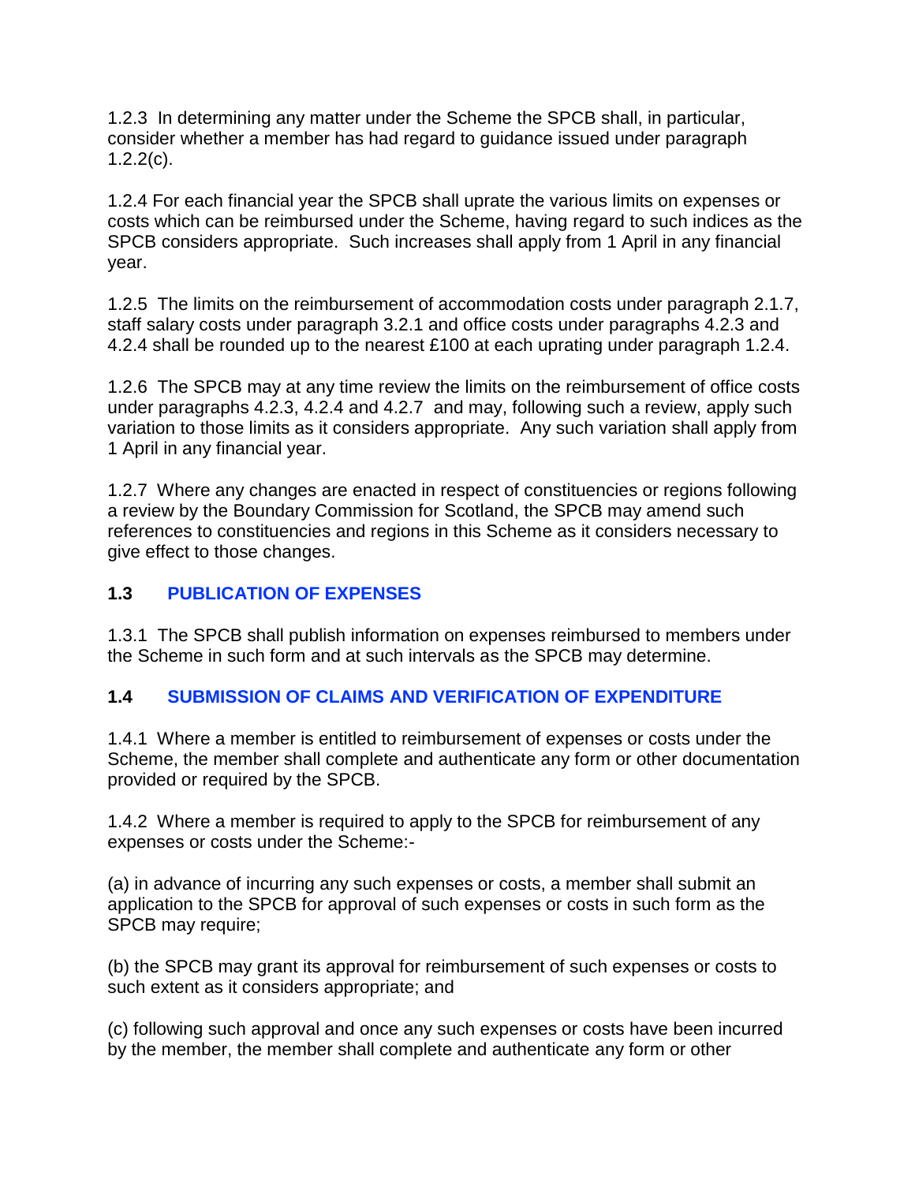1.2.3 In determining any matter under the Scheme the SPCB shall, in particular, consider whether a member has had regard to guidance issued under paragraph 1.2.2(c).

1.2.4 For each financial year the SPCB shall uprate the various limits on expenses or costs which can be reimbursed under the Scheme, having regard to such indices as the SPCB considers appropriate. Such increases shall apply from 1 April in any financial year.

1.2.5 The limits on the reimbursement of accommodation costs under paragraph 2.1.7, staff salary costs under paragraph 3.2.1 and office costs under paragraphs 4.2.3 and 4.2.4 shall be rounded up to the nearest £100 at each uprating under paragraph 1.2.4.

1.2.6 The SPCB may at any time review the limits on the reimbursement of office costs under paragraphs 4.2.3, 4.2.4 and 4.2.7 and may, following such a review, apply such variation to those limits as it considers appropriate. Any such variation shall apply from 1 April in any financial year.

1.2.7 Where any changes are enacted in respect of constituencies or regions following a review by the Boundary Commission for Scotland, the SPCB may amend such references to constituencies and regions in this Scheme as it considers necessary to give effect to those changes.

## 1.3 PUBLICATION OF EXPENSES

1.3.1 The SPCB shall publish information on expenses reimbursed to members under the Scheme in such form and at such intervals as the SPCB may determine.

## 1.4 SUBMISSION OF CLAIMS AND VERIFICATION OF EXPENDITURE

1.4.1 Where a member is entitled to reimbursement of expenses or costs under the Scheme, the member shall complete and authenticate any form or other documentation provided or required by the SPCB.

1.4.2 Where a member is required to apply to the SPCB for reimbursement of any expenses or costs under the Scheme:-

(a) in advance of incurring any such expenses or costs, a member shall submit an application to the SPCB for approval of such expenses or costs in such form as the SPCB may require;

(b) the SPCB may grant its approval for reimbursement of such expenses or costs to such extent as it considers appropriate; and

(c) following such approval and once any such expenses or costs have been incurred by the member, the member shall complete and authenticate any form or other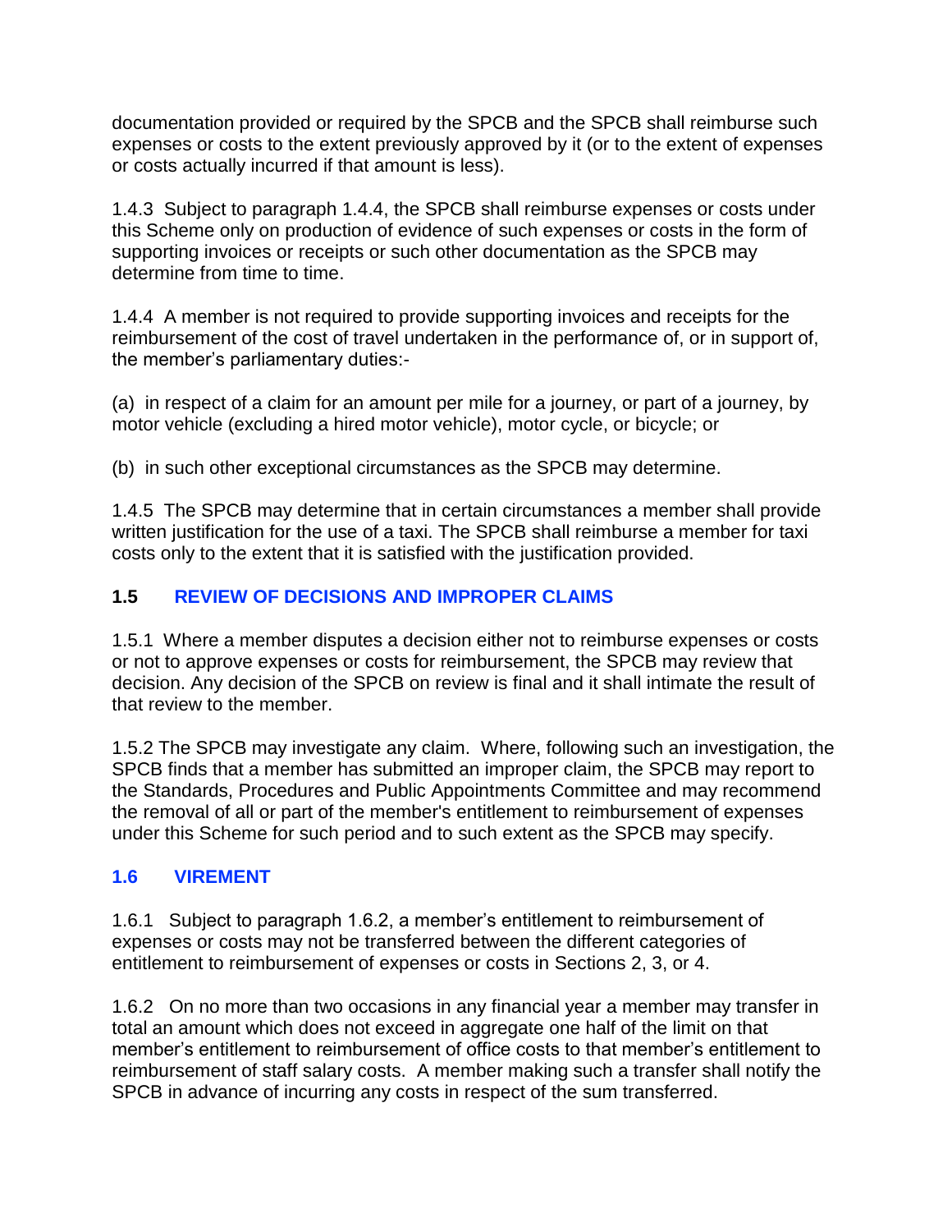documentation provided or required by the SPCB and the SPCB shall reimburse such expenses or costs to the extent previously approved by it (or to the extent of expenses or costs actually incurred if that amount is less).

1.4.3 Subject to paragraph 1.4.4, the SPCB shall reimburse expenses or costs under this Scheme only on production of evidence of such expenses or costs in the form of supporting invoices or receipts or such other documentation as the SPCB may determine from time to time.

1.4.4 A member is not required to provide supporting invoices and receipts for the reimbursement of the cost of travel undertaken in the performance of, or in support of, the member's parliamentary duties:-

(a) in respect of a claim for an amount per mile for a journey, or part of a journey, by motor vehicle (excluding a hired motor vehicle), motor cycle, or bicycle; or

(b) in such other exceptional circumstances as the SPCB may determine.

1.4.5 The SPCB may determine that in certain circumstances a member shall provide written justification for the use of a taxi. The SPCB shall reimburse a member for taxi costs only to the extent that it is satisfied with the justification provided.

## 1.5 REVIEW OF DECISIONS AND IMPROPER CLAIMS

1.5.1 Where a member disputes a decision either not to reimburse expenses or costs or not to approve expenses or costs for reimbursement, the SPCB may review that decision. Any decision of the SPCB on review is final and it shall intimate the result of that review to the member.

1.5.2 The SPCB may investigate any claim. Where, following such an investigation, the SPCB finds that a member has submitted an improper claim, the SPCB may report to the Standards, Procedures and Public Appointments Committee and may recommend the removal of all or part of the member's entitlement to reimbursement of expenses under this Scheme for such period and to such extent as the SPCB may specify.

## 1.6 VIREMENT

1.6.1 Subject to paragraph 1.6.2, a member's entitlement to reimbursement of expenses or costs may not be transferred between the different categories of entitlement to reimbursement of expenses or costs in Sections 2, 3, or 4.

1.6.2 On no more than two occasions in any financial year a member may transfer in total an amount which does not exceed in aggregate one half of the limit on that member's entitlement to reimbursement of office costs to that member's entitlement to reimbursement of staff salary costs. A member making such a transfer shall notify the SPCB in advance of incurring any costs in respect of the sum transferred.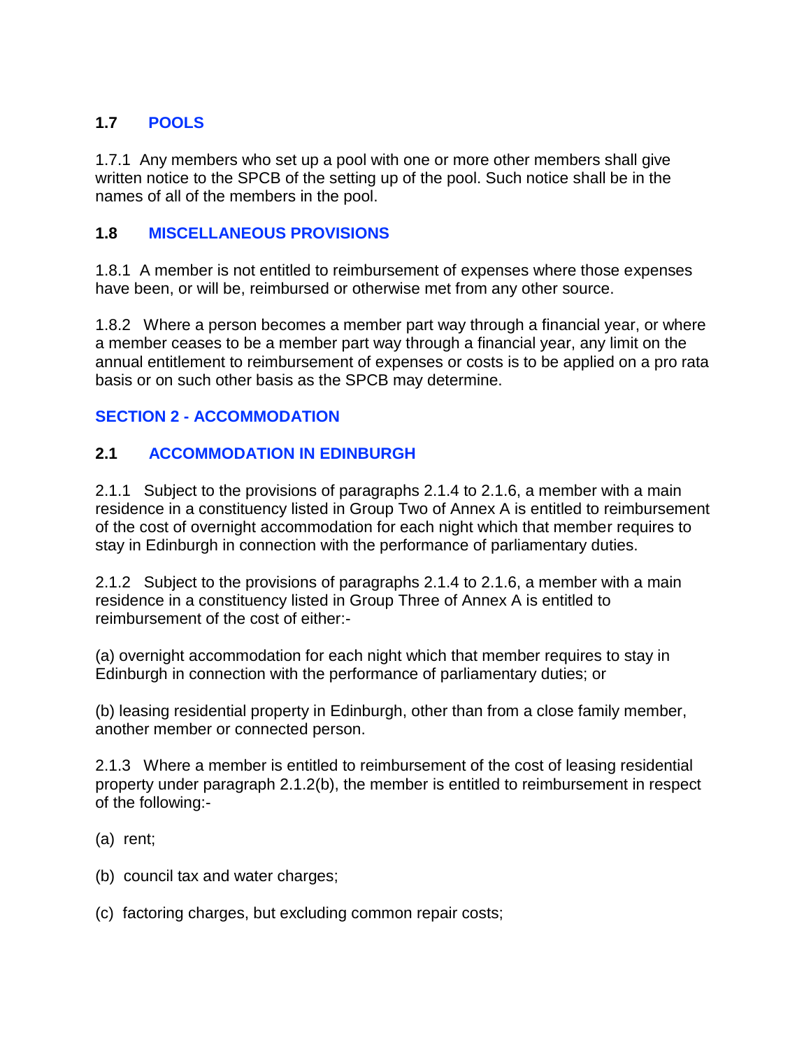### 1.7 POOLS

1.7.1 Any members who set up a pool with one or more other members shall give written notice to the SPCB of the setting up of the pool. Such notice shall be in the names of all of the members in the pool.

### 1.8 MISCELLANEOUS PROVISIONS

1.8.1 A member is not entitled to reimbursement of expenses where those expenses have been, or will be, reimbursed or otherwise met from any other source.

1.8.2 Where a person becomes a member part way through a financial year, or where a member ceases to be a member part way through a financial year, any limit on the annual entitlement to reimbursement of expenses or costs is to be applied on a pro rata basis or on such other basis as the SPCB may determine.

## SECTION 2 - ACCOMMODATION

### 2.1 ACCOMMODATION IN EDINBURGH

2.1.1 Subject to the provisions of paragraphs 2.1.4 to 2.1.6, a member with a main residence in a constituency listed in Group Two of Annex A is entitled to reimbursement of the cost of overnight accommodation for each night which that member requires to stay in Edinburgh in connection with the performance of parliamentary duties.

2.1.2 Subject to the provisions of paragraphs 2.1.4 to 2.1.6, a member with a main residence in a constituency listed in Group Three of Annex A is entitled to reimbursement of the cost of either:-

(a) overnight accommodation for each night which that member requires to stay in Edinburgh in connection with the performance of parliamentary duties; or

(b) leasing residential property in Edinburgh, other than from a close family member, another member or connected person.

2.1.3 Where a member is entitled to reimbursement of the cost of leasing residential property under paragraph 2.1.2(b), the member is entitled to reimbursement in respect of the following:-

(a) rent;

(b) council tax and water charges;

(c) factoring charges, but excluding common repair costs;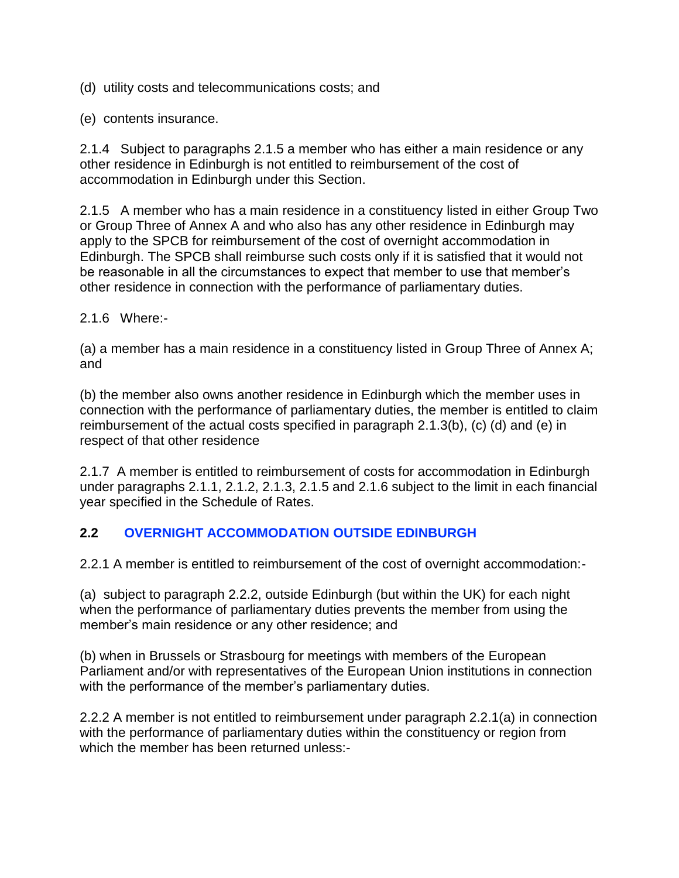(d) utility costs and telecommunications costs; and

(e) contents insurance.

2.1.4 Subject to paragraphs 2.1.5 a member who has either a main residence or any other residence in Edinburgh is not entitled to reimbursement of the cost of accommodation in Edinburgh under this Section.

2.1.5 A member who has a main residence in a constituency listed in either Group Two or Group Three of Annex A and who also has any other residence in Edinburgh may apply to the SPCB for reimbursement of the cost of overnight accommodation in Edinburgh. The SPCB shall reimburse such costs only if it is satisfied that it would not be reasonable in all the circumstances to expect that member to use that member's other residence in connection with the performance of parliamentary duties.

2.1.6 Where:-

(a) a member has a main residence in a constituency listed in Group Three of Annex A; and

(b) the member also owns another residence in Edinburgh which the member uses in connection with the performance of parliamentary duties, the member is entitled to claim reimbursement of the actual costs specified in paragraph 2.1.3(b), (c) (d) and (e) in respect of that other residence

2.1.7 A member is entitled to reimbursement of costs for accommodation in Edinburgh under paragraphs 2.1.1, 2.1.2, 2.1.3, 2.1.5 and 2.1.6 subject to the limit in each financial year specified in the Schedule of Rates.

## 2.2 OVERNIGHT ACCOMMODATION OUTSIDE EDINBURGH

2.2.1 A member is entitled to reimbursement of the cost of overnight accommodation:-

(a) subject to paragraph 2.2.2, outside Edinburgh (but within the UK) for each night when the performance of parliamentary duties prevents the member from using the member's main residence or any other residence; and

(b) when in Brussels or Strasbourg for meetings with members of the European Parliament and/or with representatives of the European Union institutions in connection with the performance of the member's parliamentary duties.

2.2.2 A member is not entitled to reimbursement under paragraph 2.2.1(a) in connection with the performance of parliamentary duties within the constituency or region from which the member has been returned unless:-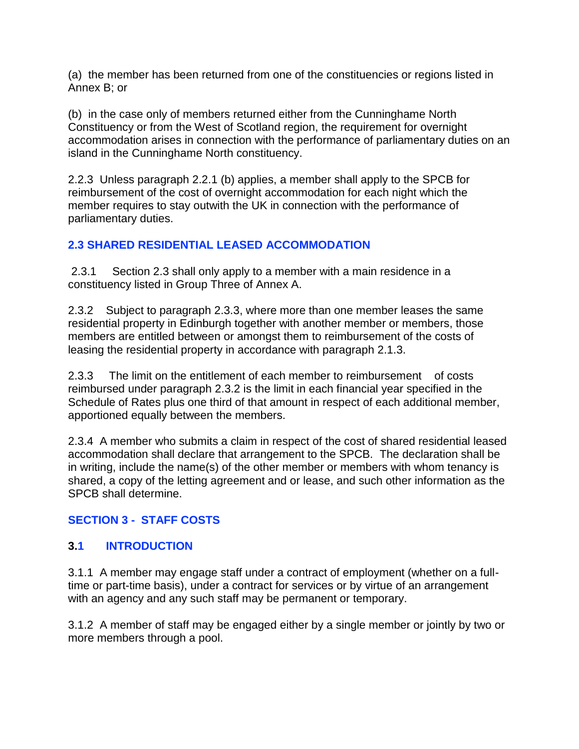(a) the member has been returned from one of the constituencies or regions listed in Annex B; or

(b) in the case only of members returned either from the Cunninghame North Constituency or from the West of Scotland region, the requirement for overnight accommodation arises in connection with the performance of parliamentary duties on an island in the Cunninghame North constituency.

2.2.3 Unless paragraph 2.2.1 (b) applies, a member shall apply to the SPCB for reimbursement of the cost of overnight accommodation for each night which the member requires to stay outwith the UK in connection with the performance of parliamentary duties.

### 2.3 SHARED RESIDENTIAL LEASED ACCOMMODATION

2.3.1 Section 2.3 shall only apply to a member with a main residence in a constituency listed in Group Three of Annex A.

2.3.2 Subject to paragraph 2.3.3, where more than one member leases the same residential property in Edinburgh together with another member or members, those members are entitled between or amongst them to reimbursement of the costs of leasing the residential property in accordance with paragraph 2.1.3.

2.3.3 The limit on the entitlement of each member to reimbursement of costs reimbursed under paragraph 2.3.2 is the limit in each financial year specified in the Schedule of Rates plus one third of that amount in respect of each additional member, apportioned equally between the members.

2.3.4 A member who submits a claim in respect of the cost of shared residential leased accommodation shall declare that arrangement to the SPCB. The declaration shall be in writing, include the name(s) of the other member or members with whom tenancy is shared, a copy of the letting agreement and or lease, and such other information as the SPCB shall determine.

## SECTION 3 - STAFF COSTS

### 3.1 INTRODUCTION

3.1.1 A member may engage staff under a contract of employment (whether on a full-time or part-time basis), under a contract for services or by virtue of an arrangement with an agency and any such staff may be permanent or temporary.

3.1.2 A member of staff may be engaged either by a single member or jointly by two or more members through a pool.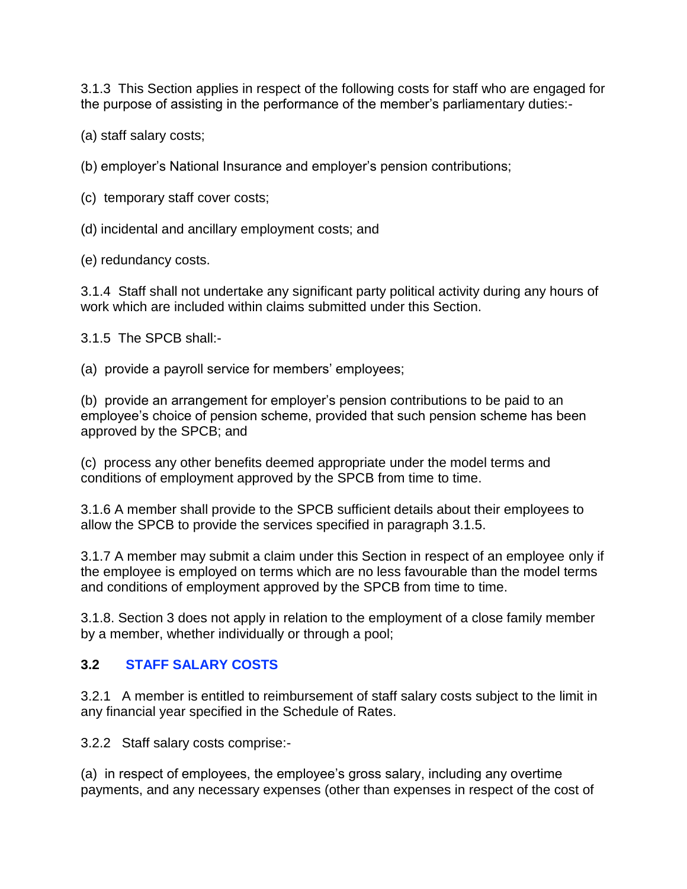3.1.3 This Section applies in respect of the following costs for staff who are engaged for the purpose of assisting in the performance of the member's parliamentary duties:-

(a) staff salary costs;

(b) employer's National Insurance and employer's pension contributions;

(c) temporary staff cover costs;

(d) incidental and ancillary employment costs; and

(e) redundancy costs.

3.1.4 Staff shall not undertake any significant party political activity during any hours of work which are included within claims submitted under this Section.

3.1.5 The SPCB shall:-

(a) provide a payroll service for members' employees;

(b) provide an arrangement for employer's pension contributions to be paid to an employee's choice of pension scheme, provided that such pension scheme has been approved by the SPCB; and

(c) process any other benefits deemed appropriate under the model terms and conditions of employment approved by the SPCB from time to time.

3.1.6 A member shall provide to the SPCB sufficient details about their employees to allow the SPCB to provide the services specified in paragraph 3.1.5.

3.1.7 A member may submit a claim under this Section in respect of an employee only if the employee is employed on terms which are no less favourable than the model terms and conditions of employment approved by the SPCB from time to time.

3.1.8. Section 3 does not apply in relation to the employment of a close family member by a member, whether individually or through a pool;

## 3.2 STAFF SALARY COSTS

3.2.1 A member is entitled to reimbursement of staff salary costs subject to the limit in any financial year specified in the Schedule of Rates.

3.2.2 Staff salary costs comprise:-

(a) in respect of employees, the employee's gross salary, including any overtime payments, and any necessary expenses (other than expenses in respect of the cost of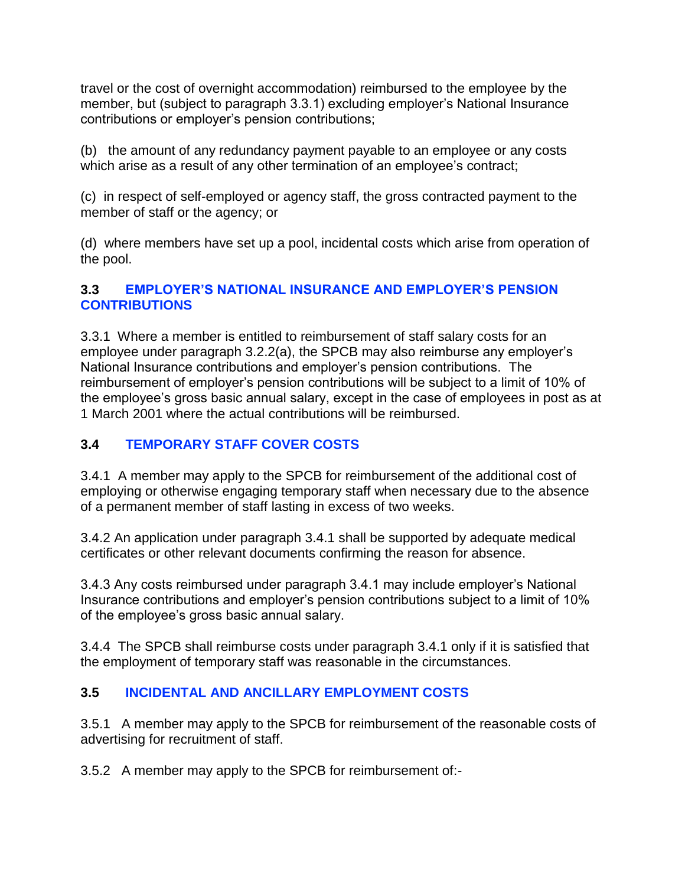travel or the cost of overnight accommodation) reimbursed to the employee by the member, but (subject to paragraph 3.3.1) excluding employer's National Insurance contributions or employer's pension contributions;

(b) the amount of any redundancy payment payable to an employee or any costs which arise as a result of any other termination of an employee's contract;

(c) in respect of self-employed or agency staff, the gross contracted payment to the member of staff or the agency; or

(d) where members have set up a pool, incidental costs which arise from operation of the pool.

### 3.3 EMPLOYER'S NATIONAL INSURANCE AND EMPLOYER'S PENSION CONTRIBUTIONS

3.3.1 Where a member is entitled to reimbursement of staff salary costs for an employee under paragraph 3.2.2(a), the SPCB may also reimburse any employer's National Insurance contributions and employer's pension contributions. The reimbursement of employer's pension contributions will be subject to a limit of 10% of the employee's gross basic annual salary, except in the case of employees in post as at 1 March 2001 where the actual contributions will be reimbursed.

### 3.4 TEMPORARY STAFF COVER COSTS

3.4.1 A member may apply to the SPCB for reimbursement of the additional cost of employing or otherwise engaging temporary staff when necessary due to the absence of a permanent member of staff lasting in excess of two weeks.

3.4.2 An application under paragraph 3.4.1 shall be supported by adequate medical certificates or other relevant documents confirming the reason for absence.

3.4.3 Any costs reimbursed under paragraph 3.4.1 may include employer's National Insurance contributions and employer's pension contributions subject to a limit of 10% of the employee's gross basic annual salary.

3.4.4 The SPCB shall reimburse costs under paragraph 3.4.1 only if it is satisfied that the employment of temporary staff was reasonable in the circumstances.

### 3.5 INCIDENTAL AND ANCILLARY EMPLOYMENT COSTS

3.5.1 A member may apply to the SPCB for reimbursement of the reasonable costs of advertising for recruitment of staff.

3.5.2 A member may apply to the SPCB for reimbursement of:-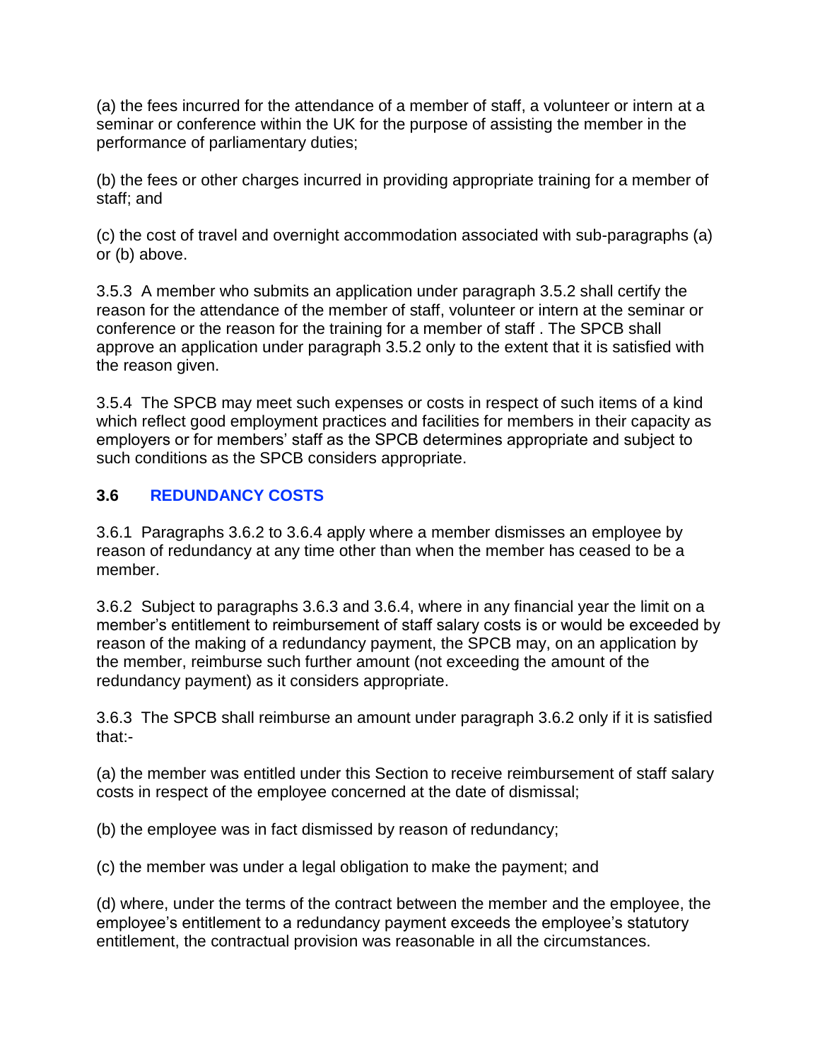(a) the fees incurred for the attendance of a member of staff, a volunteer or intern at a seminar or conference within the UK for the purpose of assisting the member in the performance of parliamentary duties;

(b) the fees or other charges incurred in providing appropriate training for a member of staff; and

(c) the cost of travel and overnight accommodation associated with sub-paragraphs (a) or (b) above.

3.5.3 A member who submits an application under paragraph 3.5.2 shall certify the reason for the attendance of the member of staff, volunteer or intern at the seminar or conference or the reason for the training for a member of staff . The SPCB shall approve an application under paragraph 3.5.2 only to the extent that it is satisfied with the reason given.

3.5.4 The SPCB may meet such expenses or costs in respect of such items of a kind which reflect good employment practices and facilities for members in their capacity as employers or for members' staff as the SPCB determines appropriate and subject to such conditions as the SPCB considers appropriate.

## 3.6 REDUNDANCY COSTS

3.6.1 Paragraphs 3.6.2 to 3.6.4 apply where a member dismisses an employee by reason of redundancy at any time other than when the member has ceased to be a member.

3.6.2 Subject to paragraphs 3.6.3 and 3.6.4, where in any financial year the limit on a member's entitlement to reimbursement of staff salary costs is or would be exceeded by reason of the making of a redundancy payment, the SPCB may, on an application by the member, reimburse such further amount (not exceeding the amount of the redundancy payment) as it considers appropriate.

3.6.3 The SPCB shall reimburse an amount under paragraph 3.6.2 only if it is satisfied that:-

(a) the member was entitled under this Section to receive reimbursement of staff salary costs in respect of the employee concerned at the date of dismissal;

(b) the employee was in fact dismissed by reason of redundancy;

(c) the member was under a legal obligation to make the payment; and

(d) where, under the terms of the contract between the member and the employee, the employee's entitlement to a redundancy payment exceeds the employee's statutory entitlement, the contractual provision was reasonable in all the circumstances.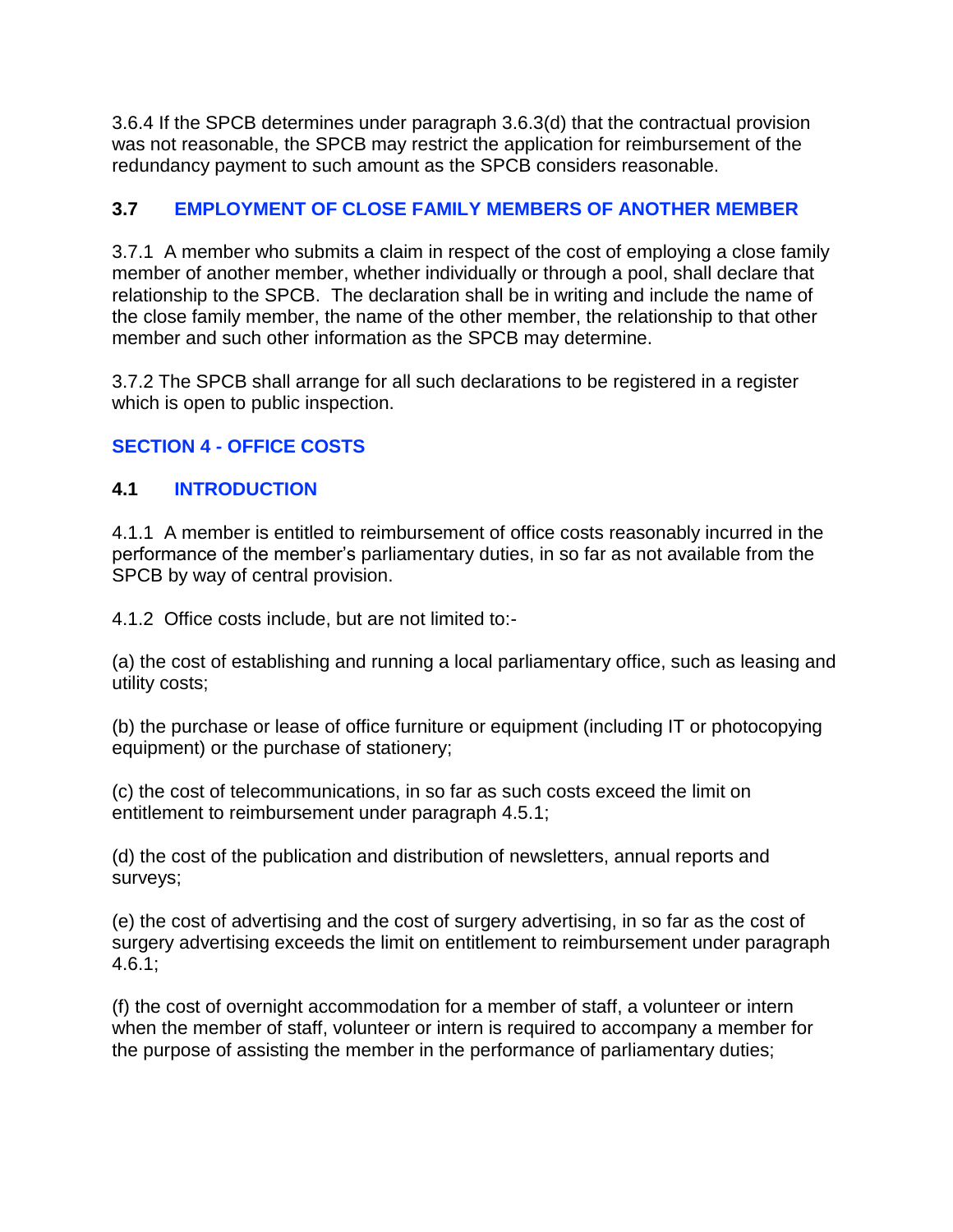3.6.4 If the SPCB determines under paragraph 3.6.3(d) that the contractual provision was not reasonable, the SPCB may restrict the application for reimbursement of the redundancy payment to such amount as the SPCB considers reasonable.

### 3.7 EMPLOYMENT OF CLOSE FAMILY MEMBERS OF ANOTHER MEMBER

3.7.1 A member who submits a claim in respect of the cost of employing a close family member of another member, whether individually or through a pool, shall declare that relationship to the SPCB. The declaration shall be in writing and include the name of the close family member, the name of the other member, the relationship to that other member and such other information as the SPCB may determine.

3.7.2 The SPCB shall arrange for all such declarations to be registered in a register which is open to public inspection.

## SECTION 4 - OFFICE COSTS

### 4.1 INTRODUCTION

4.1.1 A member is entitled to reimbursement of office costs reasonably incurred in the performance of the member's parliamentary duties, in so far as not available from the SPCB by way of central provision.

4.1.2 Office costs include, but are not limited to:-

(a) the cost of establishing and running a local parliamentary office, such as leasing and utility costs;

(b) the purchase or lease of office furniture or equipment (including IT or photocopying equipment) or the purchase of stationery;

(c) the cost of telecommunications, in so far as such costs exceed the limit on entitlement to reimbursement under paragraph 4.5.1;

(d) the cost of the publication and distribution of newsletters, annual reports and surveys;

(e) the cost of advertising and the cost of surgery advertising, in so far as the cost of surgery advertising exceeds the limit on entitlement to reimbursement under paragraph 4.6.1;

(f) the cost of overnight accommodation for a member of staff, a volunteer or intern when the member of staff, volunteer or intern is required to accompany a member for the purpose of assisting the member in the performance of parliamentary duties;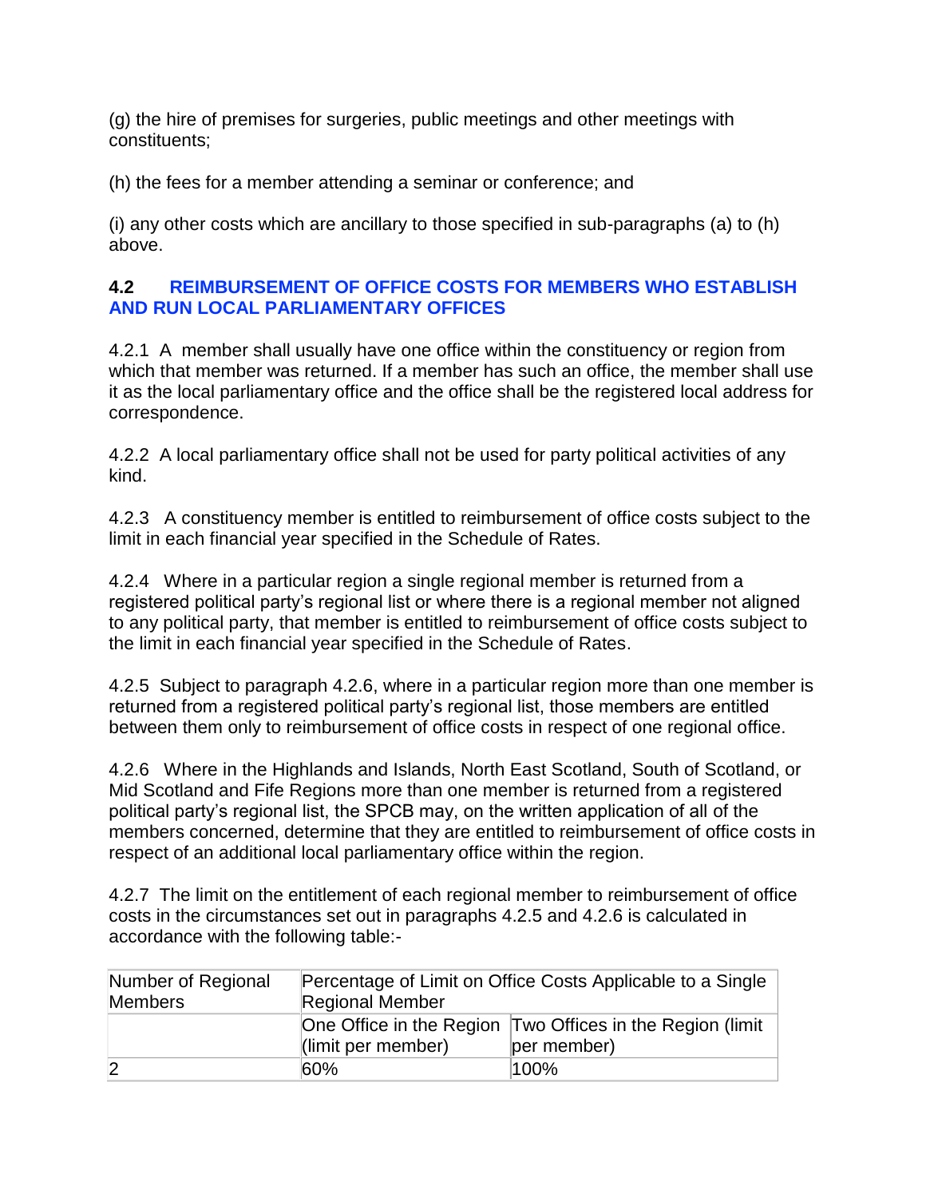(g) the hire of premises for surgeries, public meetings and other meetings with constituents;

(h) the fees for a member attending a seminar or conference; and

(i) any other costs which are ancillary to those specified in sub-paragraphs (a) to (h) above.

### 4.2 REIMBURSEMENT OF OFFICE COSTS FOR MEMBERS WHO ESTABLISH AND RUN LOCAL PARLIAMENTARY OFFICES

4.2.1 A member shall usually have one office within the constituency or region from which that member was returned. If a member has such an office, the member shall use it as the local parliamentary office and the office shall be the registered local address for correspondence.

4.2.2 A local parliamentary office shall not be used for party political activities of any kind.

4.2.3 A constituency member is entitled to reimbursement of office costs subject to the limit in each financial year specified in the Schedule of Rates.

4.2.4 Where in a particular region a single regional member is returned from a registered political party's regional list or where there is a regional member not aligned to any political party, that member is entitled to reimbursement of office costs subject to the limit in each financial year specified in the Schedule of Rates.

4.2.5 Subject to paragraph 4.2.6, where in a particular region more than one member is returned from a registered political party's regional list, those members are entitled between them only to reimbursement of office costs in respect of one regional office.

4.2.6 Where in the Highlands and Islands, North East Scotland, South of Scotland, or Mid Scotland and Fife Regions more than one member is returned from a registered political party's regional list, the SPCB may, on the written application of all of the members concerned, determine that they are entitled to reimbursement of office costs in respect of an additional local parliamentary office within the region.

4.2.7 The limit on the entitlement of each regional member to reimbursement of office costs in the circumstances set out in paragraphs 4.2.5 and 4.2.6 is calculated in accordance with the following table:-

| Number of Regional Members | Percentage of Limit on Office Costs Applicable to a Single Regional Member | |
|---|---|---|
| | One Office in the Region (limit per member) | Two Offices in the Region (limit per member) |
| 2 | 60% | 100% |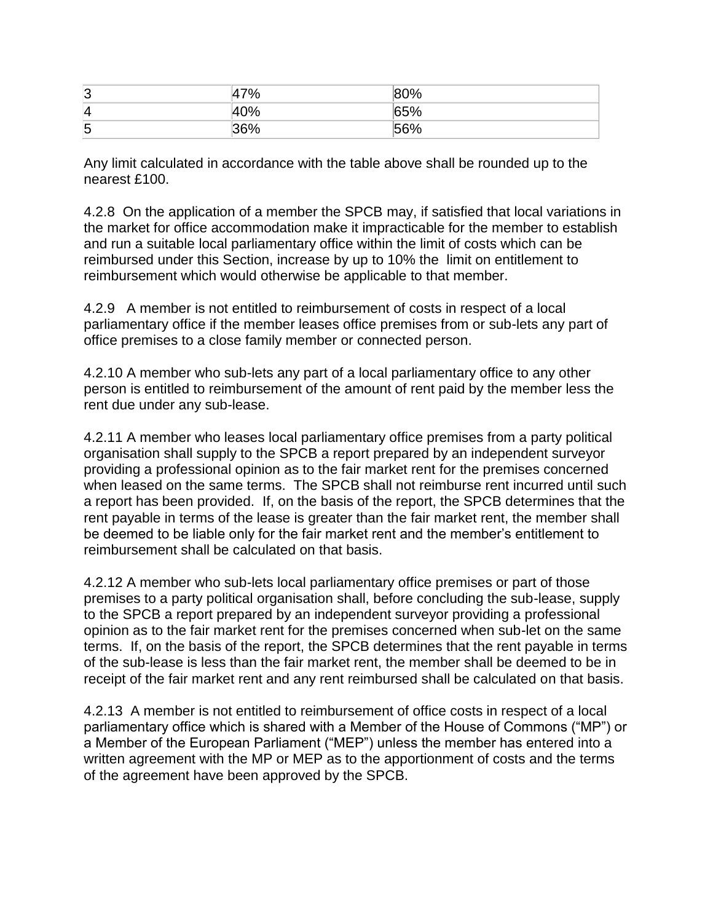| | | |
|---|---|---|
| 3 | 47% | 80% |
| 4 | 40% | 65% |
| 5 | 36% | 56% |

Any limit calculated in accordance with the table above shall be rounded up to the nearest £100.

4.2.8 On the application of a member the SPCB may, if satisfied that local variations in the market for office accommodation make it impracticable for the member to establish and run a suitable local parliamentary office within the limit of costs which can be reimbursed under this Section, increase by up to 10% the limit on entitlement to reimbursement which would otherwise be applicable to that member.

4.2.9 A member is not entitled to reimbursement of costs in respect of a local parliamentary office if the member leases office premises from or sub-lets any part of office premises to a close family member or connected person.

4.2.10 A member who sub-lets any part of a local parliamentary office to any other person is entitled to reimbursement of the amount of rent paid by the member less the rent due under any sub-lease.

4.2.11 A member who leases local parliamentary office premises from a party political organisation shall supply to the SPCB a report prepared by an independent surveyor providing a professional opinion as to the fair market rent for the premises concerned when leased on the same terms. The SPCB shall not reimburse rent incurred until such a report has been provided. If, on the basis of the report, the SPCB determines that the rent payable in terms of the lease is greater than the fair market rent, the member shall be deemed to be liable only for the fair market rent and the member's entitlement to reimbursement shall be calculated on that basis.

4.2.12 A member who sub-lets local parliamentary office premises or part of those premises to a party political organisation shall, before concluding the sub-lease, supply to the SPCB a report prepared by an independent surveyor providing a professional opinion as to the fair market rent for the premises concerned when sub-let on the same terms. If, on the basis of the report, the SPCB determines that the rent payable in terms of the sub-lease is less than the fair market rent, the member shall be deemed to be in receipt of the fair market rent and any rent reimbursed shall be calculated on that basis.

4.2.13 A member is not entitled to reimbursement of office costs in respect of a local parliamentary office which is shared with a Member of the House of Commons ("MP") or a Member of the European Parliament ("MEP") unless the member has entered into a written agreement with the MP or MEP as to the apportionment of costs and the terms of the agreement have been approved by the SPCB.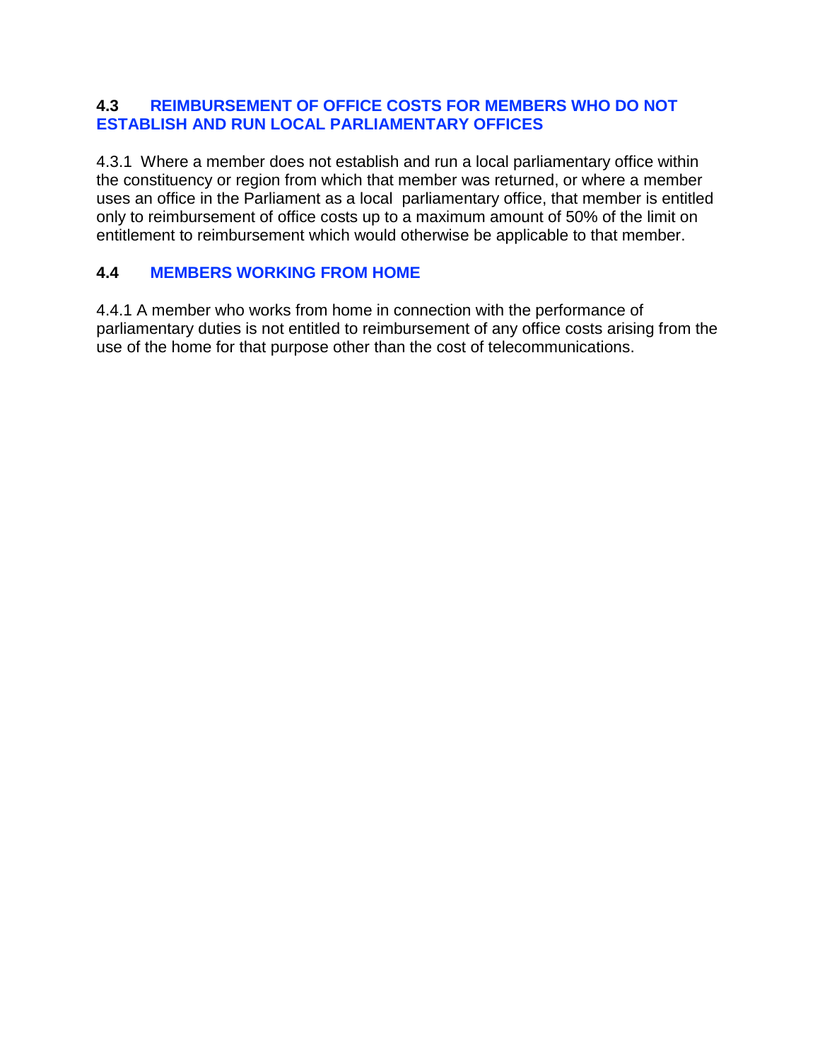## 4.3 REIMBURSEMENT OF OFFICE COSTS FOR MEMBERS WHO DO NOT ESTABLISH AND RUN LOCAL PARLIAMENTARY OFFICES

4.3.1 Where a member does not establish and run a local parliamentary office within the constituency or region from which that member was returned, or where a member uses an office in the Parliament as a local parliamentary office, that member is entitled only to reimbursement of office costs up to a maximum amount of 50% of the limit on entitlement to reimbursement which would otherwise be applicable to that member.

## 4.4 MEMBERS WORKING FROM HOME

4.4.1 A member who works from home in connection with the performance of parliamentary duties is not entitled to reimbursement of any office costs arising from the use of the home for that purpose other than the cost of telecommunications.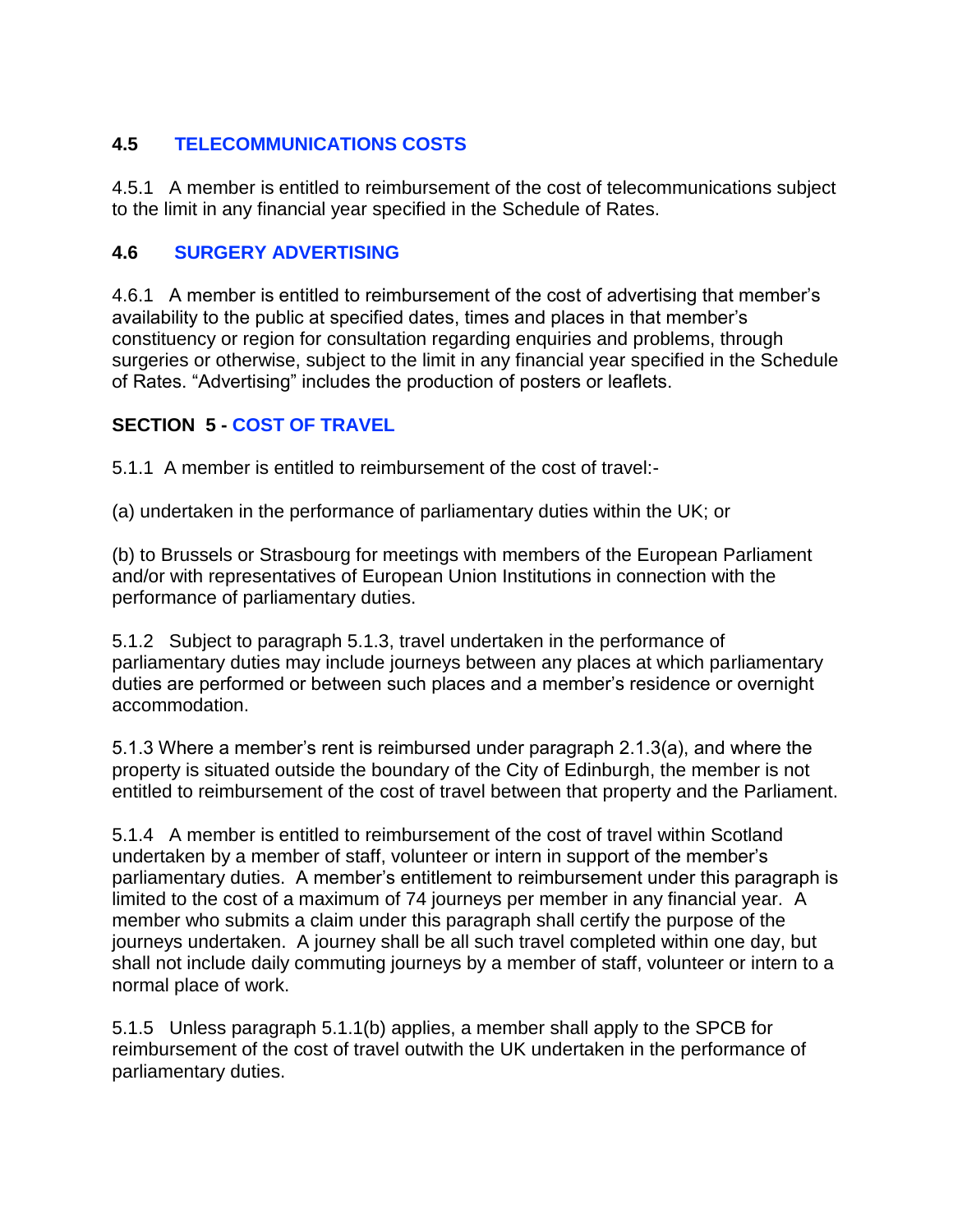### 4.5 TELECOMMUNICATIONS COSTS

4.5.1 A member is entitled to reimbursement of the cost of telecommunications subject to the limit in any financial year specified in the Schedule of Rates.

### 4.6 SURGERY ADVERTISING

4.6.1 A member is entitled to reimbursement of the cost of advertising that member's availability to the public at specified dates, times and places in that member's constituency or region for consultation regarding enquiries and problems, through surgeries or otherwise, subject to the limit in any financial year specified in the Schedule of Rates. "Advertising" includes the production of posters or leaflets.

## SECTION 5 - COST OF TRAVEL

5.1.1 A member is entitled to reimbursement of the cost of travel:-

(a) undertaken in the performance of parliamentary duties within the UK; or

(b) to Brussels or Strasbourg for meetings with members of the European Parliament and/or with representatives of European Union Institutions in connection with the performance of parliamentary duties.

5.1.2 Subject to paragraph 5.1.3, travel undertaken in the performance of parliamentary duties may include journeys between any places at which parliamentary duties are performed or between such places and a member's residence or overnight accommodation.

5.1.3 Where a member's rent is reimbursed under paragraph 2.1.3(a), and where the property is situated outside the boundary of the City of Edinburgh, the member is not entitled to reimbursement of the cost of travel between that property and the Parliament.

5.1.4 A member is entitled to reimbursement of the cost of travel within Scotland undertaken by a member of staff, volunteer or intern in support of the member's parliamentary duties. A member's entitlement to reimbursement under this paragraph is limited to the cost of a maximum of 74 journeys per member in any financial year. A member who submits a claim under this paragraph shall certify the purpose of the journeys undertaken. A journey shall be all such travel completed within one day, but shall not include daily commuting journeys by a member of staff, volunteer or intern to a normal place of work.

5.1.5 Unless paragraph 5.1.1(b) applies, a member shall apply to the SPCB for reimbursement of the cost of travel outwith the UK undertaken in the performance of parliamentary duties.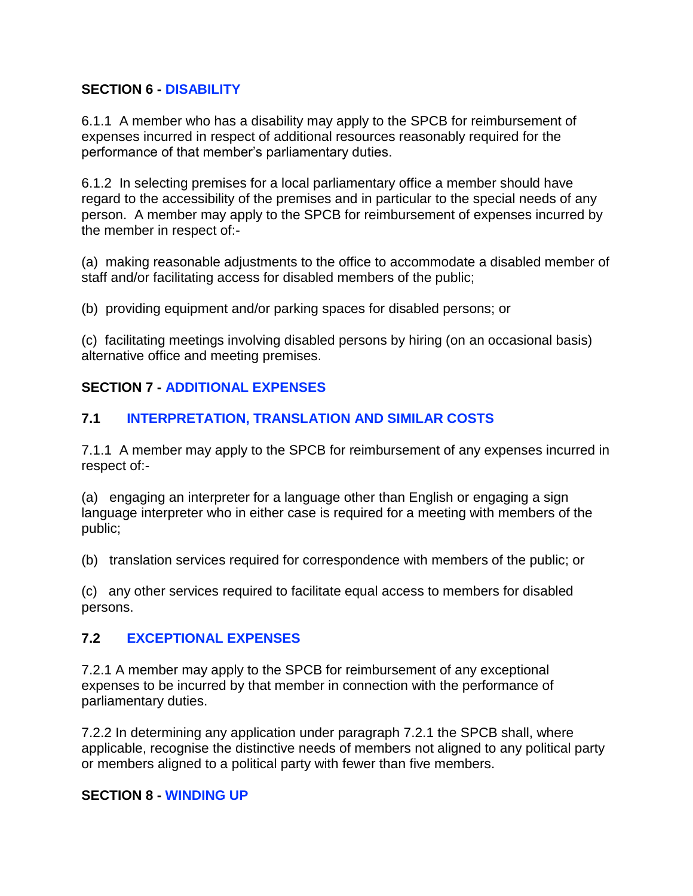## SECTION 6 - DISABILITY

6.1.1 A member who has a disability may apply to the SPCB for reimbursement of expenses incurred in respect of additional resources reasonably required for the performance of that member's parliamentary duties.

6.1.2 In selecting premises for a local parliamentary office a member should have regard to the accessibility of the premises and in particular to the special needs of any person. A member may apply to the SPCB for reimbursement of expenses incurred by the member in respect of:-

(a) making reasonable adjustments to the office to accommodate a disabled member of staff and/or facilitating access for disabled members of the public;

(b) providing equipment and/or parking spaces for disabled persons; or

(c) facilitating meetings involving disabled persons by hiring (on an occasional basis) alternative office and meeting premises.

## SECTION 7 - ADDITIONAL EXPENSES

### 7.1 INTERPRETATION, TRANSLATION AND SIMILAR COSTS

7.1.1 A member may apply to the SPCB for reimbursement of any expenses incurred in respect of:-

(a) engaging an interpreter for a language other than English or engaging a sign language interpreter who in either case is required for a meeting with members of the public;

(b) translation services required for correspondence with members of the public; or

(c) any other services required to facilitate equal access to members for disabled persons.

### 7.2 EXCEPTIONAL EXPENSES

7.2.1 A member may apply to the SPCB for reimbursement of any exceptional expenses to be incurred by that member in connection with the performance of parliamentary duties.

7.2.2 In determining any application under paragraph 7.2.1 the SPCB shall, where applicable, recognise the distinctive needs of members not aligned to any political party or members aligned to a political party with fewer than five members.

## SECTION 8 - WINDING UP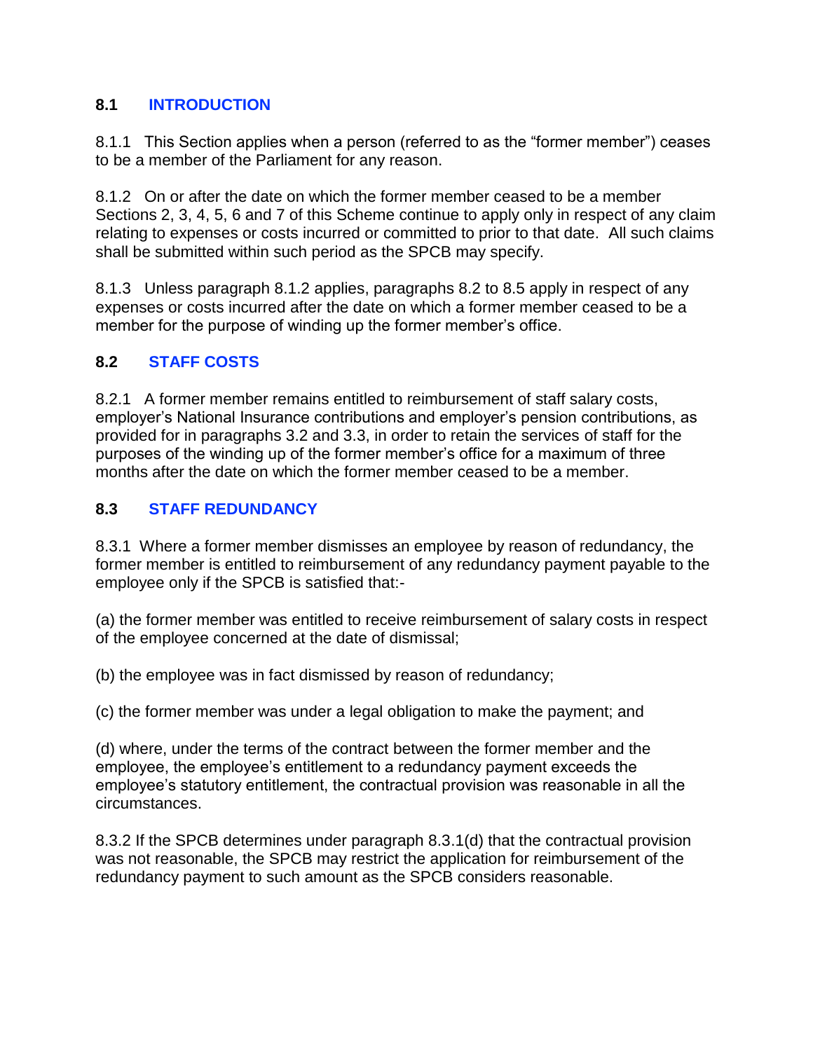## 8.1 INTRODUCTION

8.1.1 This Section applies when a person (referred to as the "former member") ceases to be a member of the Parliament for any reason.

8.1.2 On or after the date on which the former member ceased to be a member Sections 2, 3, 4, 5, 6 and 7 of this Scheme continue to apply only in respect of any claim relating to expenses or costs incurred or committed to prior to that date. All such claims shall be submitted within such period as the SPCB may specify.

8.1.3 Unless paragraph 8.1.2 applies, paragraphs 8.2 to 8.5 apply in respect of any expenses or costs incurred after the date on which a former member ceased to be a member for the purpose of winding up the former member's office.

## 8.2 STAFF COSTS

8.2.1 A former member remains entitled to reimbursement of staff salary costs, employer's National Insurance contributions and employer's pension contributions, as provided for in paragraphs 3.2 and 3.3, in order to retain the services of staff for the purposes of the winding up of the former member's office for a maximum of three months after the date on which the former member ceased to be a member.

## 8.3 STAFF REDUNDANCY

8.3.1 Where a former member dismisses an employee by reason of redundancy, the former member is entitled to reimbursement of any redundancy payment payable to the employee only if the SPCB is satisfied that:-

(a) the former member was entitled to receive reimbursement of salary costs in respect of the employee concerned at the date of dismissal;

(b) the employee was in fact dismissed by reason of redundancy;

(c) the former member was under a legal obligation to make the payment; and

(d) where, under the terms of the contract between the former member and the employee, the employee's entitlement to a redundancy payment exceeds the employee's statutory entitlement, the contractual provision was reasonable in all the circumstances.

8.3.2 If the SPCB determines under paragraph 8.3.1(d) that the contractual provision was not reasonable, the SPCB may restrict the application for reimbursement of the redundancy payment to such amount as the SPCB considers reasonable.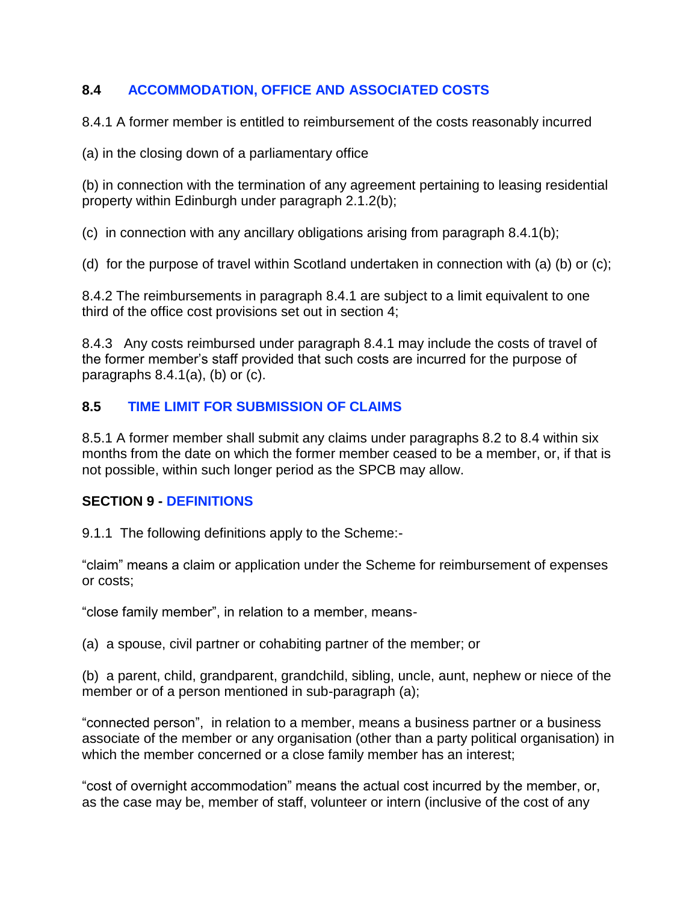## 8.4 ACCOMMODATION, OFFICE AND ASSOCIATED COSTS

8.4.1 A former member is entitled to reimbursement of the costs reasonably incurred

(a) in the closing down of a parliamentary office

(b) in connection with the termination of any agreement pertaining to leasing residential property within Edinburgh under paragraph 2.1.2(b);

(c) in connection with any ancillary obligations arising from paragraph 8.4.1(b);

(d) for the purpose of travel within Scotland undertaken in connection with (a) (b) or (c);

8.4.2 The reimbursements in paragraph 8.4.1 are subject to a limit equivalent to one third of the office cost provisions set out in section 4;

8.4.3 Any costs reimbursed under paragraph 8.4.1 may include the costs of travel of the former member's staff provided that such costs are incurred for the purpose of paragraphs 8.4.1(a), (b) or (c).

## 8.5 TIME LIMIT FOR SUBMISSION OF CLAIMS

8.5.1 A former member shall submit any claims under paragraphs 8.2 to 8.4 within six months from the date on which the former member ceased to be a member, or, if that is not possible, within such longer period as the SPCB may allow.

# SECTION 9 - DEFINITIONS

9.1.1 The following definitions apply to the Scheme:-

"claim" means a claim or application under the Scheme for reimbursement of expenses or costs;

"close family member", in relation to a member, means-

(a) a spouse, civil partner or cohabiting partner of the member; or

(b) a parent, child, grandparent, grandchild, sibling, uncle, aunt, nephew or niece of the member or of a person mentioned in sub-paragraph (a);

"connected person", in relation to a member, means a business partner or a business associate of the member or any organisation (other than a party political organisation) in which the member concerned or a close family member has an interest;

"cost of overnight accommodation" means the actual cost incurred by the member, or, as the case may be, member of staff, volunteer or intern (inclusive of the cost of any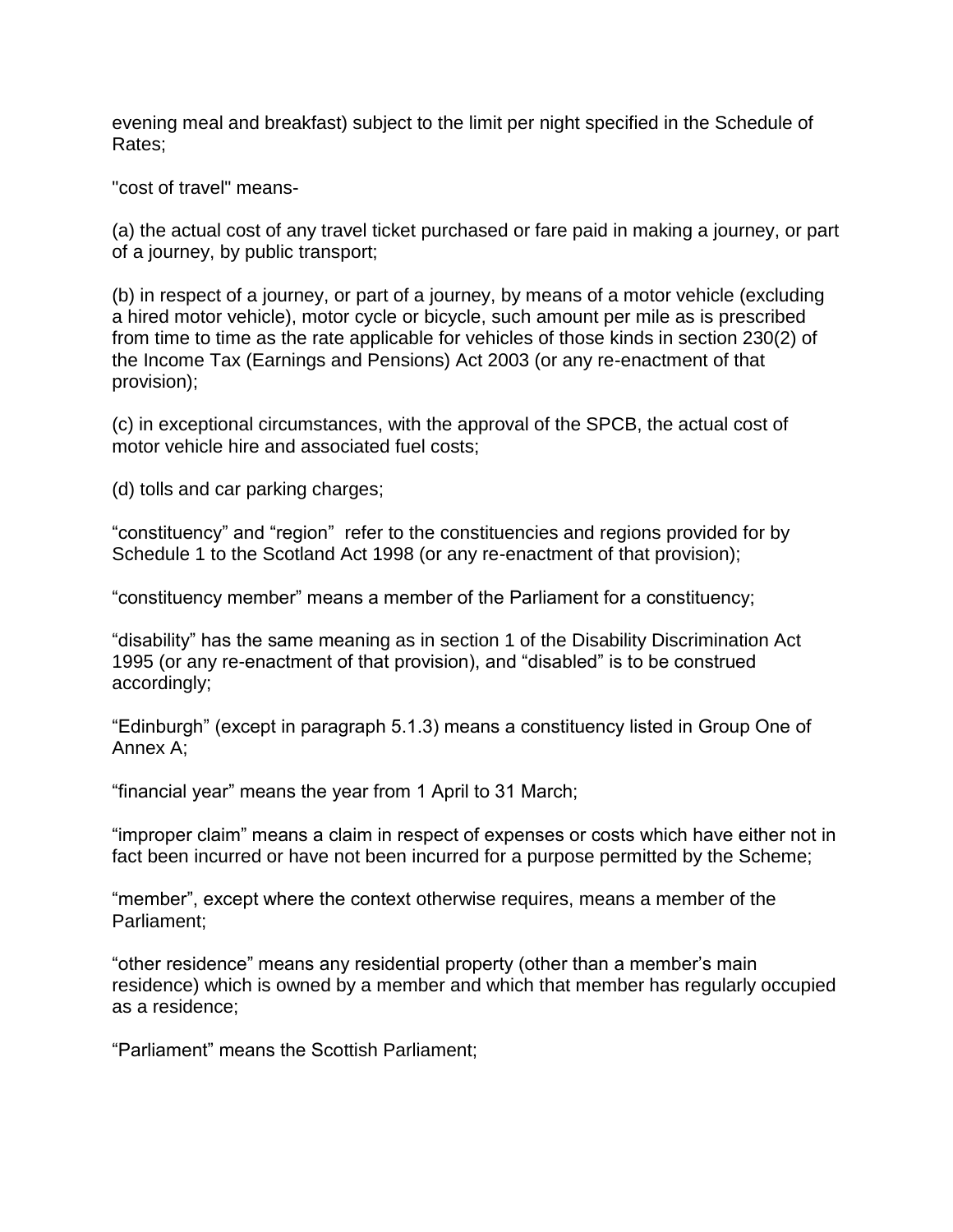evening meal and breakfast) subject to the limit per night specified in the Schedule of Rates;

"cost of travel" means-

(a) the actual cost of any travel ticket purchased or fare paid in making a journey, or part of a journey, by public transport;

(b) in respect of a journey, or part of a journey, by means of a motor vehicle (excluding a hired motor vehicle), motor cycle or bicycle, such amount per mile as is prescribed from time to time as the rate applicable for vehicles of those kinds in section 230(2) of the Income Tax (Earnings and Pensions) Act 2003 (or any re-enactment of that provision);

(c) in exceptional circumstances, with the approval of the SPCB, the actual cost of motor vehicle hire and associated fuel costs;

(d) tolls and car parking charges;

“constituency” and “region” refer to the constituencies and regions provided for by Schedule 1 to the Scotland Act 1998 (or any re-enactment of that provision);

“constituency member” means a member of the Parliament for a constituency;

“disability” has the same meaning as in section 1 of the Disability Discrimination Act 1995 (or any re-enactment of that provision), and “disabled” is to be construed accordingly;

“Edinburgh” (except in paragraph 5.1.3) means a constituency listed in Group One of Annex A;

“financial year” means the year from 1 April to 31 March;

“improper claim” means a claim in respect of expenses or costs which have either not in fact been incurred or have not been incurred for a purpose permitted by the Scheme;

“member”, except where the context otherwise requires, means a member of the Parliament;

“other residence” means any residential property (other than a member’s main residence) which is owned by a member and which that member has regularly occupied as a residence;

“Parliament” means the Scottish Parliament;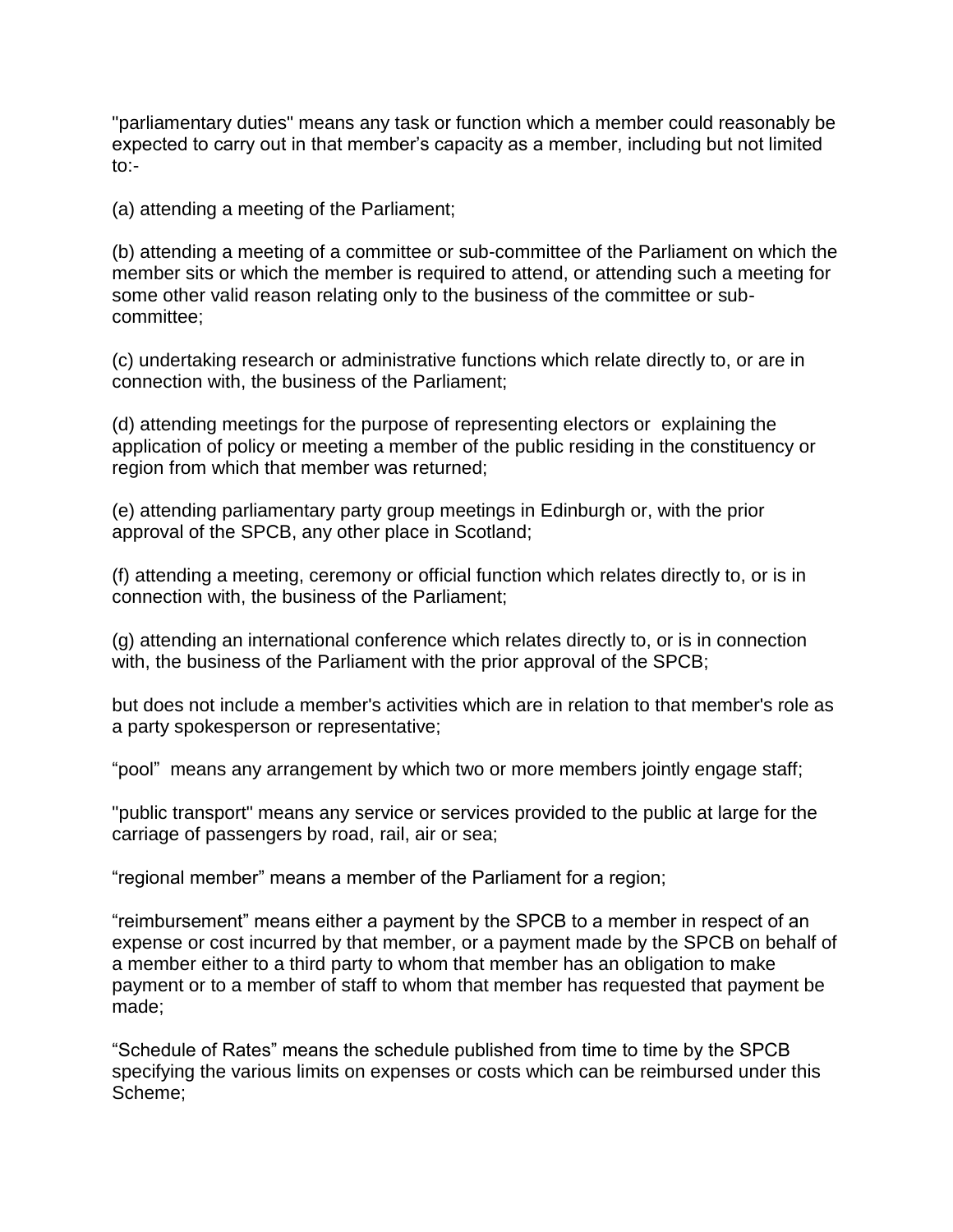"parliamentary duties" means any task or function which a member could reasonably be expected to carry out in that member's capacity as a member, including but not limited to:-

(a) attending a meeting of the Parliament;

(b) attending a meeting of a committee or sub-committee of the Parliament on which the member sits or which the member is required to attend, or attending such a meeting for some other valid reason relating only to the business of the committee or sub-committee;

(c) undertaking research or administrative functions which relate directly to, or are in connection with, the business of the Parliament;

(d) attending meetings for the purpose of representing electors or explaining the application of policy or meeting a member of the public residing in the constituency or region from which that member was returned;

(e) attending parliamentary party group meetings in Edinburgh or, with the prior approval of the SPCB, any other place in Scotland;

(f) attending a meeting, ceremony or official function which relates directly to, or is in connection with, the business of the Parliament;

(g) attending an international conference which relates directly to, or is in connection with, the business of the Parliament with the prior approval of the SPCB;

but does not include a member's activities which are in relation to that member's role as a party spokesperson or representative;

"pool" means any arrangement by which two or more members jointly engage staff;

"public transport" means any service or services provided to the public at large for the carriage of passengers by road, rail, air or sea;

"regional member" means a member of the Parliament for a region;

"reimbursement" means either a payment by the SPCB to a member in respect of an expense or cost incurred by that member, or a payment made by the SPCB on behalf of a member either to a third party to whom that member has an obligation to make payment or to a member of staff to whom that member has requested that payment be made;

"Schedule of Rates" means the schedule published from time to time by the SPCB specifying the various limits on expenses or costs which can be reimbursed under this Scheme;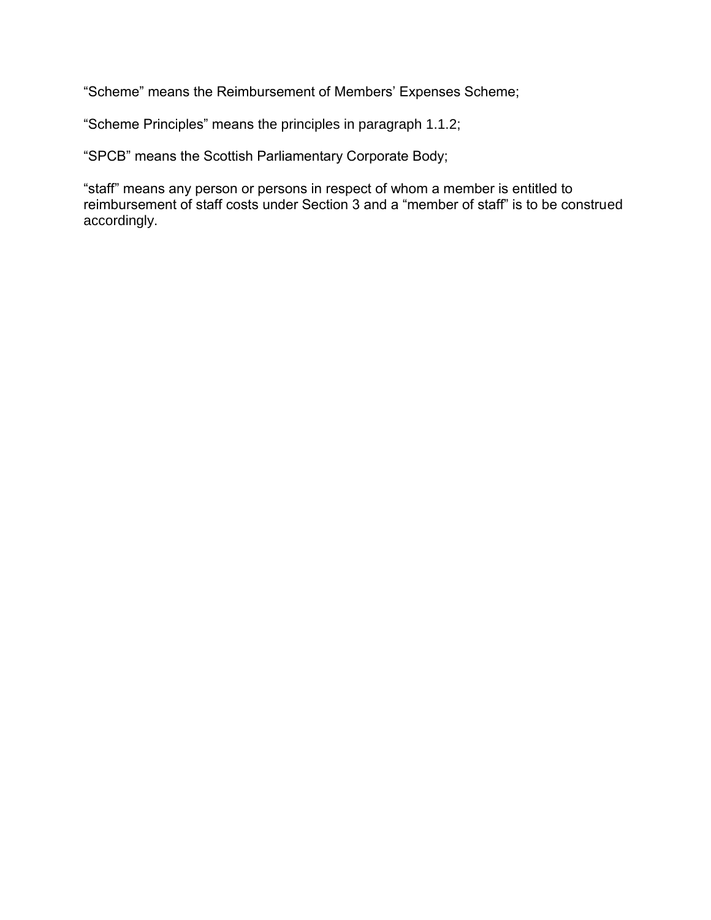"Scheme" means the Reimbursement of Members' Expenses Scheme;

"Scheme Principles" means the principles in paragraph 1.1.2;

"SPCB" means the Scottish Parliamentary Corporate Body;

"staff" means any person or persons in respect of whom a member is entitled to reimbursement of staff costs under Section 3 and a "member of staff" is to be construed accordingly.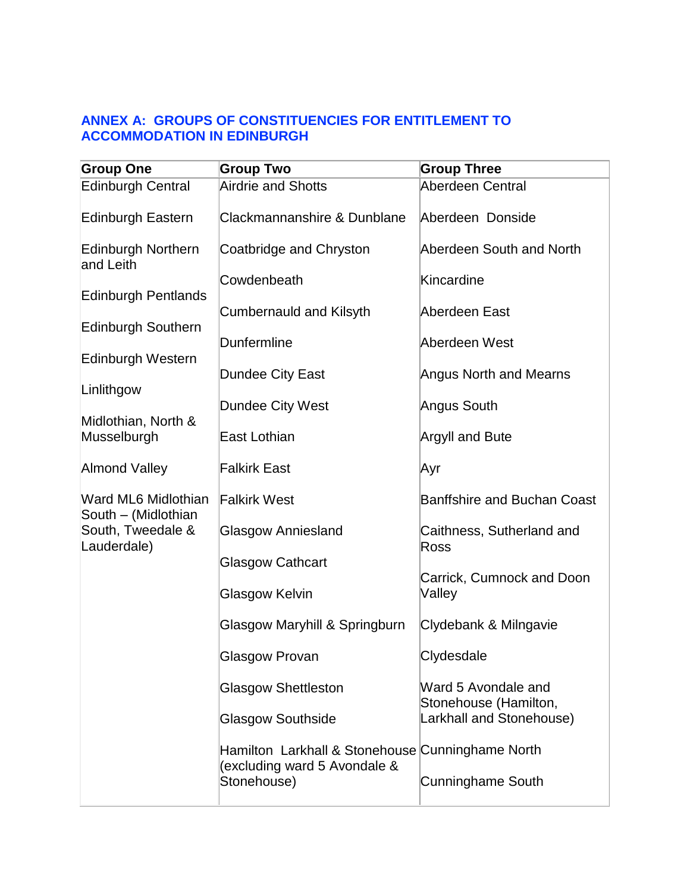## ANNEX A: GROUPS OF CONSTITUENCIES FOR ENTITLEMENT TO ACCOMMODATION IN EDINBURGH

| Group One | Group Two | Group Three |
|---|---|---|
| Edinburgh Central | Airdrie and Shotts | Aberdeen Central |
| Edinburgh Eastern | Clackmannanshire & Dunblane | Aberdeen Donside |
| Edinburgh Northern and Leith | Coatbridge and Chryston | Aberdeen South and North |
| Edinburgh Pentlands | Cowdenbeath | Kincardine |
| Edinburgh Southern | Cumbernauld and Kilsyth | Aberdeen East |
| Edinburgh Western | Dunfermline | Aberdeen West |
| Linlithgow | Dundee City East | Angus North and Mearns |
| Midlothian, North & Musselburgh | Dundee City West | Angus South |
| Almond Valley | East Lothian | Argyll and Bute |
| Ward ML6 Midlothian South – (Midlothian South, Tweedale & Lauderdale) | Falkirk East | Ayr |
| | Falkirk West | Banffshire and Buchan Coast |
| | Glasgow Anniesland | Caithness, Sutherland and Ross |
| | Glasgow Cathcart | Carrick, Cumnock and Doon Valley |
| | Glasgow Kelvin | Clydebank & Milngavie |
| | Glasgow Maryhill & Springburn | Clydesdale |
| | Glasgow Provan | Ward 5 Avondale and Stonehouse (Hamilton, Larkhall and Stonehouse) |
| | Glasgow Shettleston | |
| | Glasgow Southside | |
| | Hamilton Larkhall & Stonehouse (excluding ward 5 Avondale & Stonehouse) | Cunninghame North |
| | | Cunninghame South |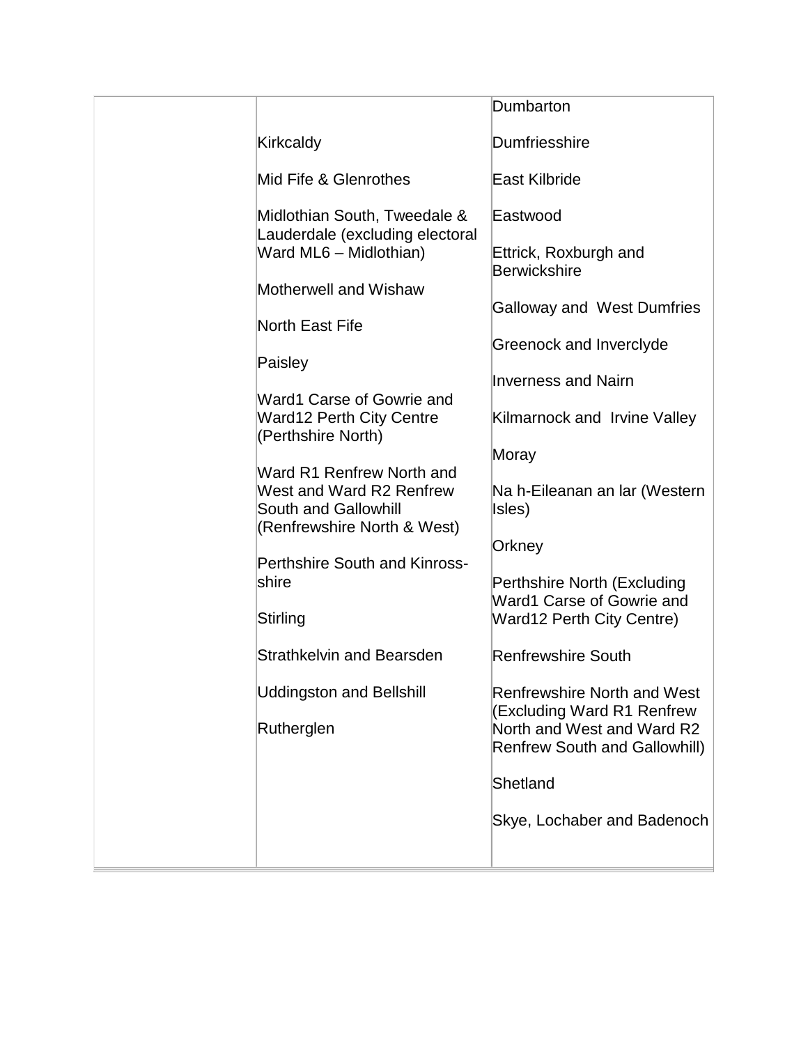| | | |
|---|---|---|
| | Kirkcaldy<br><br>Mid Fife & Glenrothes<br><br>Midlothian South, Tweedale & Lauderdale (excluding electoral Ward ML6 – Midlothian)<br><br>Motherwell and Wishaw<br><br>North East Fife<br><br>Paisley<br><br>Ward1 Carse of Gowrie and Ward12 Perth City Centre (Perthshire North)<br><br>Ward R1 Renfrew North and West and Ward R2 Renfrew South and Gallowhill (Renfrewshire North & West)<br><br>Perthshire South and Kinross-shire<br><br>Stirling<br><br>Strathkelvin and Bearsden<br><br>Uddingston and Bellshill<br><br>Rutherglen | Dumbarton<br><br>Dumfriesshire<br><br>East Kilbride<br><br>Eastwood<br><br>Ettrick, Roxburgh and Berwickshire<br><br>Galloway and West Dumfries<br><br>Greenock and Inverclyde<br><br>Inverness and Nairn<br><br>Kilmarnock and Irvine Valley<br><br>Moray<br><br>Na h-Eileanan an lar (Western Isles)<br><br>Orkney<br><br>Perthshire North (Excluding Ward1 Carse of Gowrie and Ward12 Perth City Centre)<br><br>Renfrewshire South<br><br>Renfrewshire North and West (Excluding Ward R1 Renfrew North and West and Ward R2 Renfrew South and Gallowhill)<br><br>Shetland<br><br>Skye, Lochaber and Badenoch |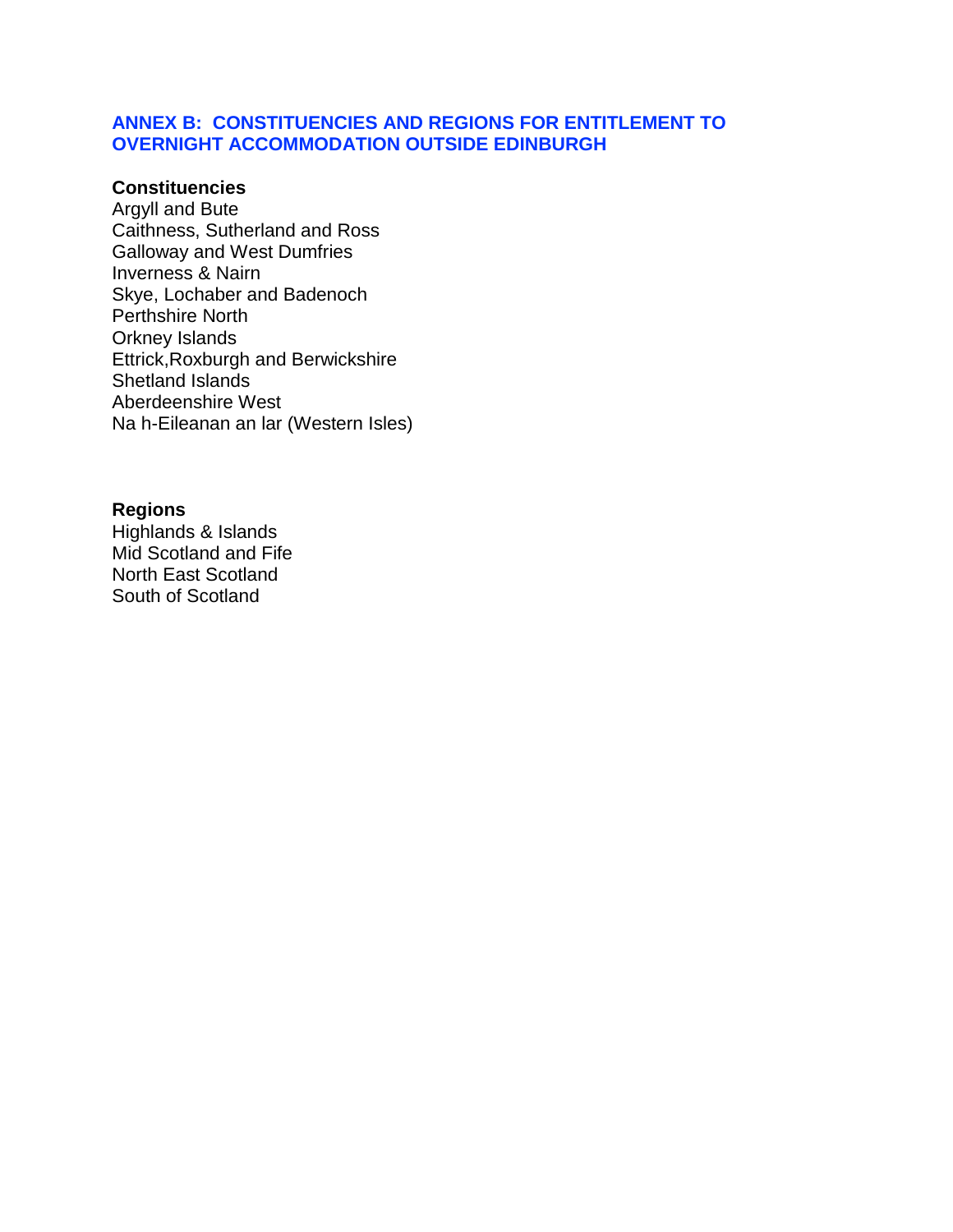## ANNEX B: CONSTITUENCIES AND REGIONS FOR ENTITLEMENT TO OVERNIGHT ACCOMMODATION OUTSIDE EDINBURGH

**Constituencies**

Argyll and Bute
Caithness, Sutherland and Ross
Galloway and West Dumfries
Inverness & Nairn
Skye, Lochaber and Badenoch
Perthshire North
Orkney Islands
Ettrick,Roxburgh and Berwickshire
Shetland Islands
Aberdeenshire West
Na h-Eileanan an lar (Western Isles)

**Regions**

Highlands & Islands
Mid Scotland and Fife
North East Scotland
South of Scotland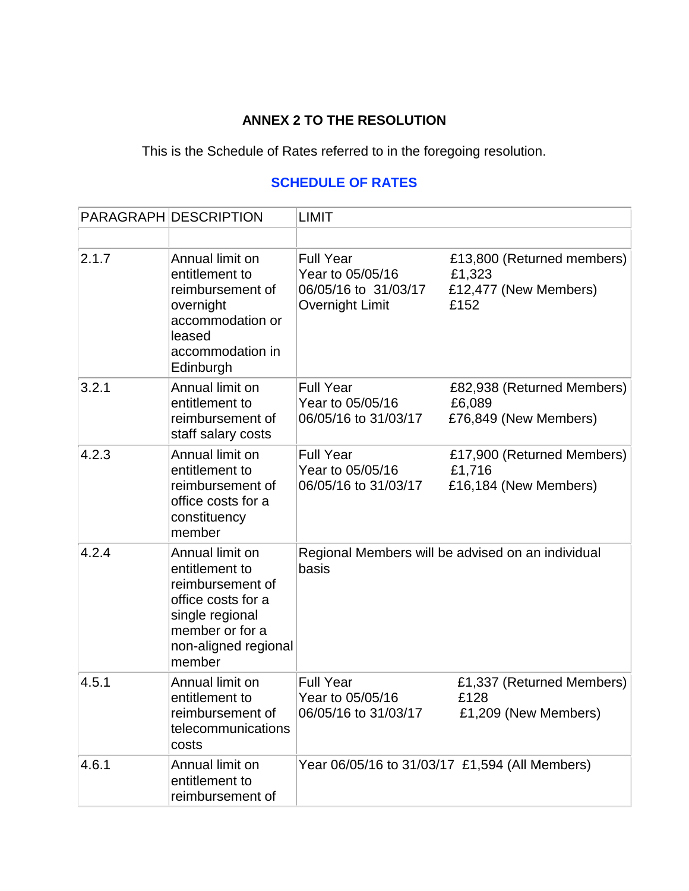**ANNEX 2 TO THE RESOLUTION**

This is the Schedule of Rates referred to in the foregoing resolution.

**SCHEDULE OF RATES**

| PARAGRAPH | DESCRIPTION | LIMIT | |
|---|---|---|---|
| | | | |
| 2.1.7 | Annual limit on entitlement to reimbursement of overnight accommodation or leased accommodation in Edinburgh | Full Year<br>Year to 05/05/16<br>06/05/16 to 31/03/17<br>Overnight Limit | £13,800 (Returned members)<br>£1,323<br>£12,477 (New Members)<br>£152 |
| 3.2.1 | Annual limit on entitlement to reimbursement of staff salary costs | Full Year<br>Year to 05/05/16<br>06/05/16 to 31/03/17 | £82,938 (Returned Members)<br>£6,089<br>£76,849 (New Members) |
| 4.2.3 | Annual limit on entitlement to reimbursement of office costs for a constituency member | Full Year<br>Year to 05/05/16<br>06/05/16 to 31/03/17 | £17,900 (Returned Members)<br>£1,716<br>£16,184 (New Members) |
| 4.2.4 | Annual limit on entitlement to reimbursement of office costs for a single regional member or for a non-aligned regional member | Regional Members will be advised on an individual basis | |
| 4.5.1 | Annual limit on entitlement to reimbursement of telecommunications costs | Full Year<br>Year to 05/05/16<br>06/05/16 to 31/03/17 | £1,337 (Returned Members)<br>£128<br>£1,209 (New Members) |
| 4.6.1 | Annual limit on entitlement to reimbursement of | Year 06/05/16 to 31/03/17 £1,594 (All Members) | |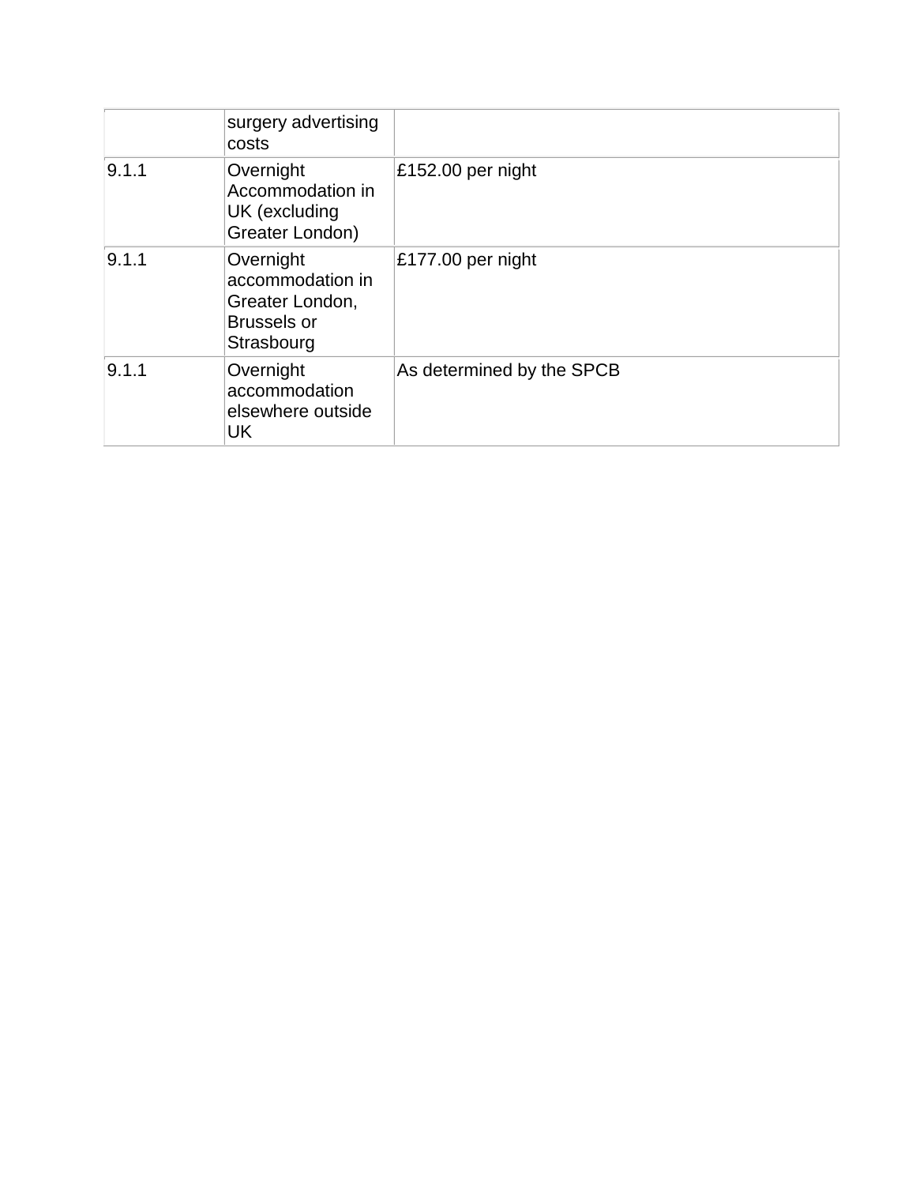| | | |
|---|---|---|
| | surgery advertising costs | |
| 9.1.1 | Overnight Accommodation in UK (excluding Greater London) | £152.00 per night |
| 9.1.1 | Overnight accommodation in Greater London, Brussels or Strasbourg | £177.00 per night |
| 9.1.1 | Overnight accommodation elsewhere outside UK | As determined by the SPCB |